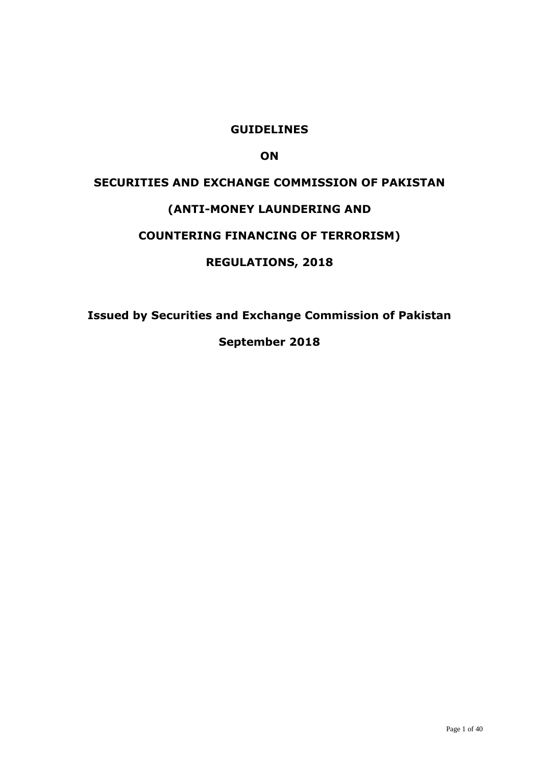# GUIDELINES

# ON

# SECURITIES AND EXCHANGE COMMISSION OF PAKISTAN

# (ANTI-MONEY LAUNDERING AND

# COUNTERING FINANCING OF TERRORISM)

# REGULATIONS, 2018

**Issued by Securities and Exchange Commission of Pakistan**

**September 2018**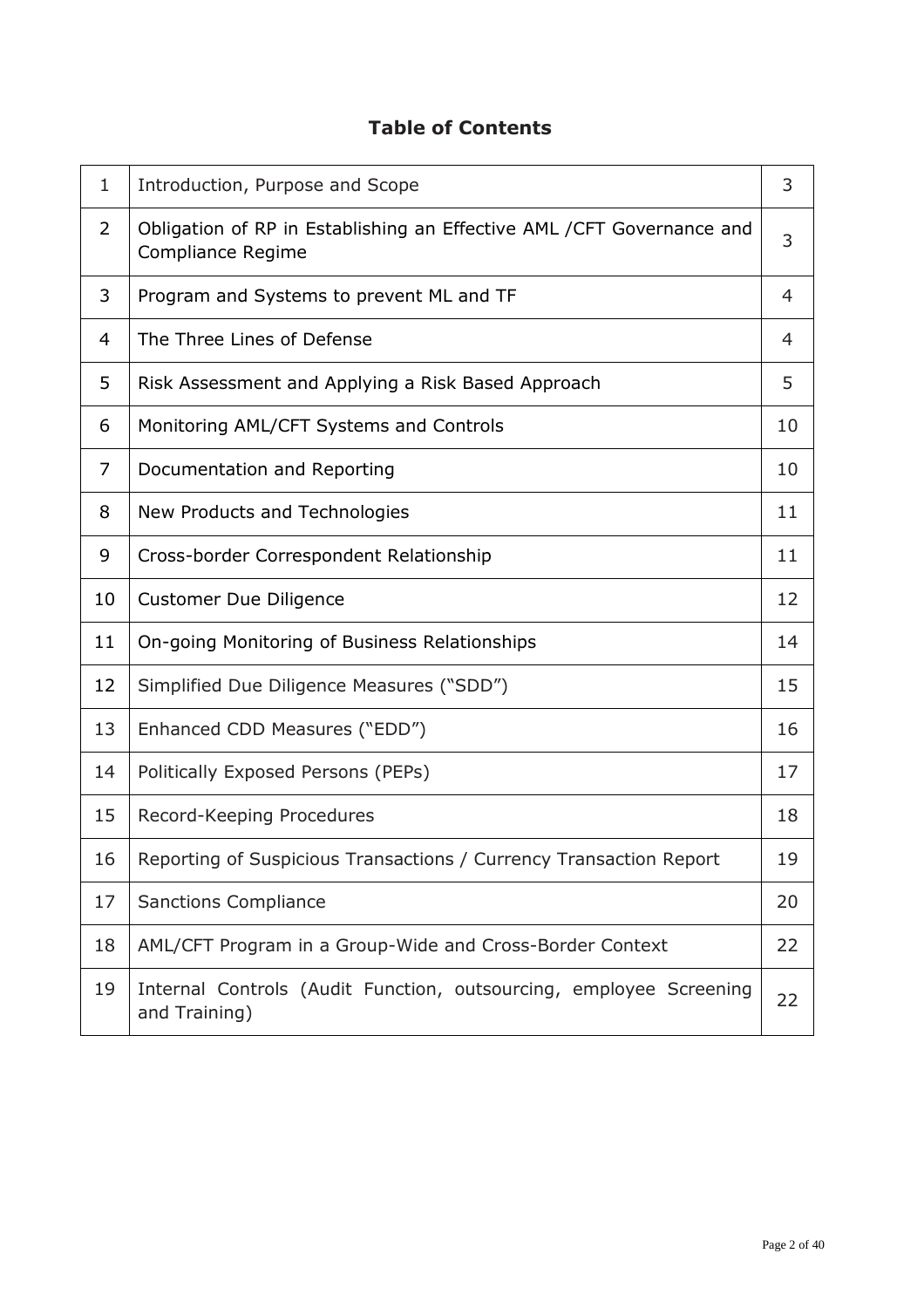# Table of Contents

| | | |
|---|---|---|
| 1 | Introduction, Purpose and Scope | 3 |
| 2 | Obligation of RP in Establishing an Effective AML /CFT Governance and Compliance Regime | 3 |
| 3 | Program and Systems to prevent ML and TF | 4 |
| 4 | The Three Lines of Defense | 4 |
| 5 | Risk Assessment and Applying a Risk Based Approach | 5 |
| 6 | Monitoring AML/CFT Systems and Controls | 10 |
| 7 | Documentation and Reporting | 10 |
| 8 | New Products and Technologies | 11 |
| 9 | Cross-border Correspondent Relationship | 11 |
| 10 | Customer Due Diligence | 12 |
| 11 | On-going Monitoring of Business Relationships | 14 |
| 12 | Simplified Due Diligence Measures ("SDD") | 15 |
| 13 | Enhanced CDD Measures ("EDD") | 16 |
| 14 | Politically Exposed Persons (PEPs) | 17 |
| 15 | Record-Keeping Procedures | 18 |
| 16 | Reporting of Suspicious Transactions / Currency Transaction Report | 19 |
| 17 | Sanctions Compliance | 20 |
| 18 | AML/CFT Program in a Group-Wide and Cross-Border Context | 22 |
| 19 | Internal Controls (Audit Function, outsourcing, employee Screening and Training) | 22 |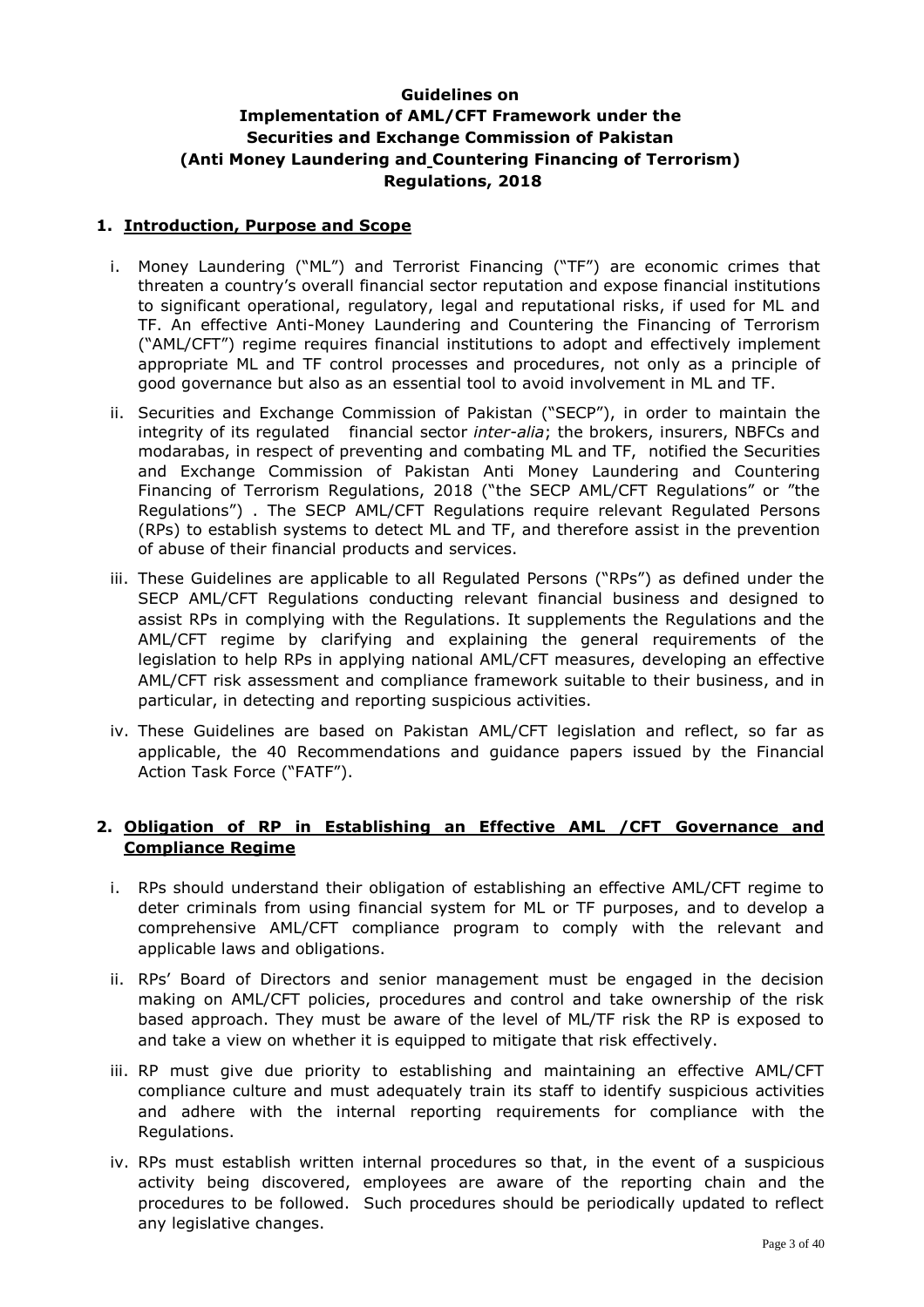# Guidelines on Implementation of AML/CFT Framework under the Securities and Exchange Commission of Pakistan (Anti Money Laundering and Countering Financing of Terrorism) Regulations, 2018

## 1. Introduction, Purpose and Scope

i. Money Laundering ("ML") and Terrorist Financing ("TF") are economic crimes that threaten a country's overall financial sector reputation and expose financial institutions to significant operational, regulatory, legal and reputational risks, if used for ML and TF. An effective Anti-Money Laundering and Countering the Financing of Terrorism ("AML/CFT") regime requires financial institutions to adopt and effectively implement appropriate ML and TF control processes and procedures, not only as a principle of good governance but also as an essential tool to avoid involvement in ML and TF.

ii. Securities and Exchange Commission of Pakistan ("SECP"), in order to maintain the integrity of its regulated financial sector *inter-alia*; the brokers, insurers, NBFCs and modarabas, in respect of preventing and combating ML and TF, notified the Securities and Exchange Commission of Pakistan Anti Money Laundering and Countering Financing of Terrorism Regulations, 2018 ("the SECP AML/CFT Regulations" or "the Regulations") . The SECP AML/CFT Regulations require relevant Regulated Persons (RPs) to establish systems to detect ML and TF, and therefore assist in the prevention of abuse of their financial products and services.

iii. These Guidelines are applicable to all Regulated Persons ("RPs") as defined under the SECP AML/CFT Regulations conducting relevant financial business and designed to assist RPs in complying with the Regulations. It supplements the Regulations and the AML/CFT regime by clarifying and explaining the general requirements of the legislation to help RPs in applying national AML/CFT measures, developing an effective AML/CFT risk assessment and compliance framework suitable to their business, and in particular, in detecting and reporting suspicious activities.

iv. These Guidelines are based on Pakistan AML/CFT legislation and reflect, so far as applicable, the 40 Recommendations and guidance papers issued by the Financial Action Task Force ("FATF").

## 2. Obligation of RP in Establishing an Effective AML /CFT Governance and Compliance Regime

i. RPs should understand their obligation of establishing an effective AML/CFT regime to deter criminals from using financial system for ML or TF purposes, and to develop a comprehensive AML/CFT compliance program to comply with the relevant and applicable laws and obligations.

ii. RPs' Board of Directors and senior management must be engaged in the decision making on AML/CFT policies, procedures and control and take ownership of the risk based approach. They must be aware of the level of ML/TF risk the RP is exposed to and take a view on whether it is equipped to mitigate that risk effectively.

iii. RP must give due priority to establishing and maintaining an effective AML/CFT compliance culture and must adequately train its staff to identify suspicious activities and adhere with the internal reporting requirements for compliance with the Regulations.

iv. RPs must establish written internal procedures so that, in the event of a suspicious activity being discovered, employees are aware of the reporting chain and the procedures to be followed. Such procedures should be periodically updated to reflect any legislative changes.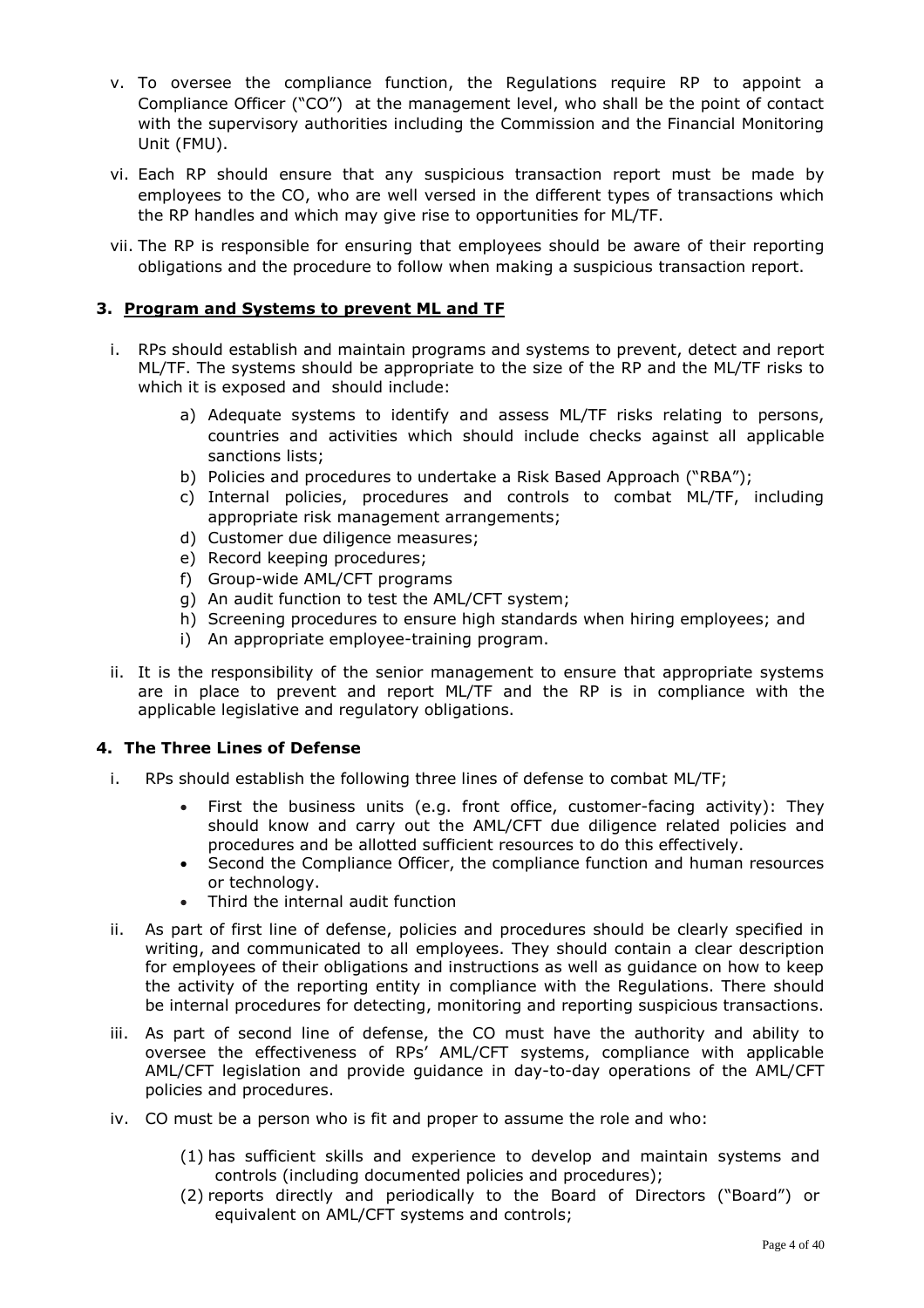v. To oversee the compliance function, the Regulations require RP to appoint a Compliance Officer ("CO") at the management level, who shall be the point of contact with the supervisory authorities including the Commission and the Financial Monitoring Unit (FMU).

vi. Each RP should ensure that any suspicious transaction report must be made by employees to the CO, who are well versed in the different types of transactions which the RP handles and which may give rise to opportunities for ML/TF.

vii. The RP is responsible for ensuring that employees should be aware of their reporting obligations and the procedure to follow when making a suspicious transaction report.

### 3. <u>Program and Systems to prevent ML and TF</u>

i. RPs should establish and maintain programs and systems to prevent, detect and report ML/TF. The systems should be appropriate to the size of the RP and the ML/TF risks to which it is exposed and should include:

   a) Adequate systems to identify and assess ML/TF risks relating to persons, countries and activities which should include checks against all applicable sanctions lists;
   b) Policies and procedures to undertake a Risk Based Approach ("RBA");
   c) Internal policies, procedures and controls to combat ML/TF, including appropriate risk management arrangements;
   d) Customer due diligence measures;
   e) Record keeping procedures;
   f) Group-wide AML/CFT programs
   g) An audit function to test the AML/CFT system;
   h) Screening procedures to ensure high standards when hiring employees; and
   i) An appropriate employee-training program.

ii. It is the responsibility of the senior management to ensure that appropriate systems are in place to prevent and report ML/TF and the RP is in compliance with the applicable legislative and regulatory obligations.

### 4. The Three Lines of Defense

i. RPs should establish the following three lines of defense to combat ML/TF;

   - First the business units (e.g. front office, customer-facing activity): They should know and carry out the AML/CFT due diligence related policies and procedures and be allotted sufficient resources to do this effectively.
   - Second the Compliance Officer, the compliance function and human resources or technology.
   - Third the internal audit function

ii. As part of first line of defense, policies and procedures should be clearly specified in writing, and communicated to all employees. They should contain a clear description for employees of their obligations and instructions as well as guidance on how to keep the activity of the reporting entity in compliance with the Regulations. There should be internal procedures for detecting, monitoring and reporting suspicious transactions.

iii. As part of second line of defense, the CO must have the authority and ability to oversee the effectiveness of RPs' AML/CFT systems, compliance with applicable AML/CFT legislation and provide guidance in day-to-day operations of the AML/CFT policies and procedures.

iv. CO must be a person who is fit and proper to assume the role and who:

   (1) has sufficient skills and experience to develop and maintain systems and controls (including documented policies and procedures);
   (2) reports directly and periodically to the Board of Directors ("Board") or equivalent on AML/CFT systems and controls;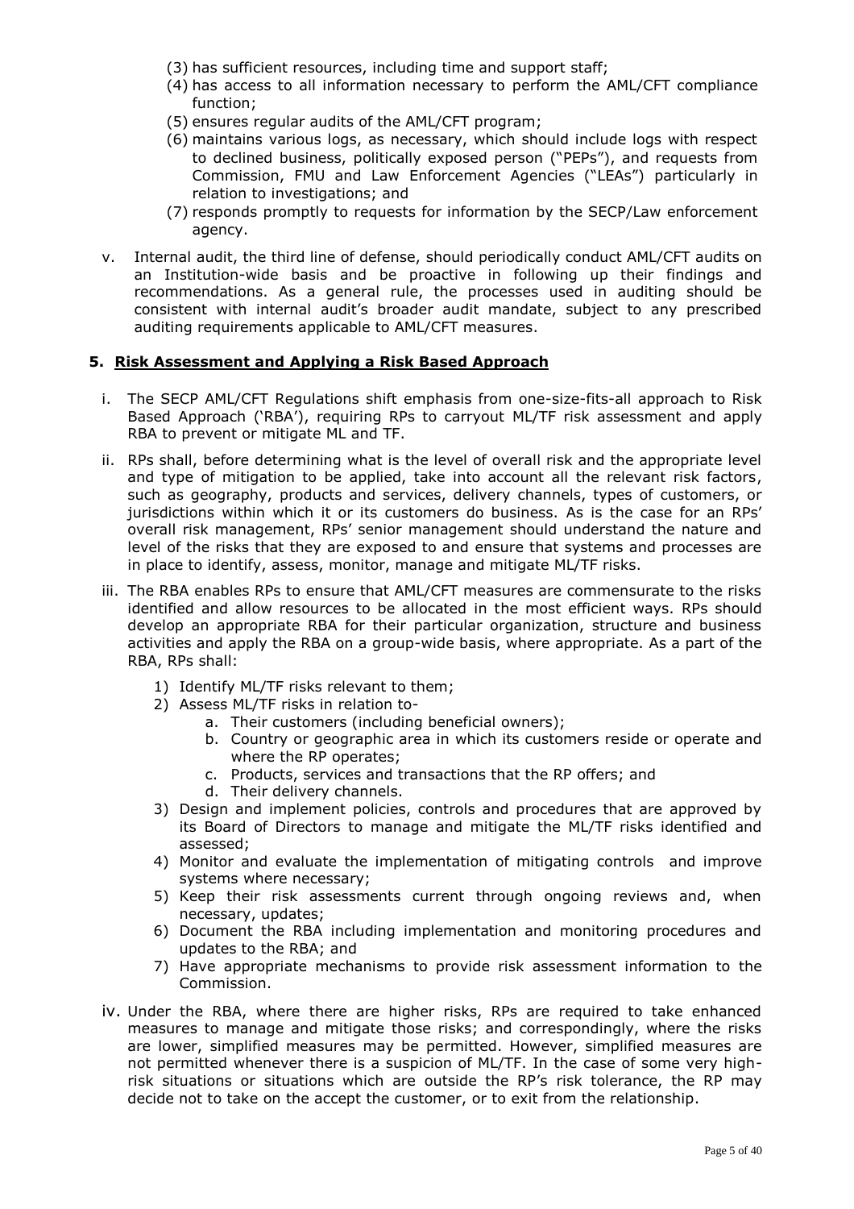(3) has sufficient resources, including time and support staff;
(4) has access to all information necessary to perform the AML/CFT compliance function;
(5) ensures regular audits of the AML/CFT program;
(6) maintains various logs, as necessary, which should include logs with respect to declined business, politically exposed person ("PEPs"), and requests from Commission, FMU and Law Enforcement Agencies ("LEAs") particularly in relation to investigations; and
(7) responds promptly to requests for information by the SECP/Law enforcement agency.

v. Internal audit, the third line of defense, should periodically conduct AML/CFT audits on an Institution-wide basis and be proactive in following up their findings and recommendations. As a general rule, the processes used in auditing should be consistent with internal audit's broader audit mandate, subject to any prescribed auditing requirements applicable to AML/CFT measures.

## 5. Risk Assessment and Applying a Risk Based Approach

i. The SECP AML/CFT Regulations shift emphasis from one-size-fits-all approach to Risk Based Approach ('RBA'), requiring RPs to carryout ML/TF risk assessment and apply RBA to prevent or mitigate ML and TF.

ii. RPs shall, before determining what is the level of overall risk and the appropriate level and type of mitigation to be applied, take into account all the relevant risk factors, such as geography, products and services, delivery channels, types of customers, or jurisdictions within which it or its customers do business. As is the case for an RPs' overall risk management, RPs' senior management should understand the nature and level of the risks that they are exposed to and ensure that systems and processes are in place to identify, assess, monitor, manage and mitigate ML/TF risks.

iii. The RBA enables RPs to ensure that AML/CFT measures are commensurate to the risks identified and allow resources to be allocated in the most efficient ways. RPs should develop an appropriate RBA for their particular organization, structure and business activities and apply the RBA on a group-wide basis, where appropriate. As a part of the RBA, RPs shall:

1) Identify ML/TF risks relevant to them;
2) Assess ML/TF risks in relation to-
   a. Their customers (including beneficial owners);
   b. Country or geographic area in which its customers reside or operate and where the RP operates;
   c. Products, services and transactions that the RP offers; and
   d. Their delivery channels.
3) Design and implement policies, controls and procedures that are approved by its Board of Directors to manage and mitigate the ML/TF risks identified and assessed;
4) Monitor and evaluate the implementation of mitigating controls and improve systems where necessary;
5) Keep their risk assessments current through ongoing reviews and, when necessary, updates;
6) Document the RBA including implementation and monitoring procedures and updates to the RBA; and
7) Have appropriate mechanisms to provide risk assessment information to the Commission.

iv. Under the RBA, where there are higher risks, RPs are required to take enhanced measures to manage and mitigate those risks; and correspondingly, where the risks are lower, simplified measures may be permitted. However, simplified measures are not permitted whenever there is a suspicion of ML/TF. In the case of some very high-risk situations or situations which are outside the RP's risk tolerance, the RP may decide not to take on the accept the customer, or to exit from the relationship.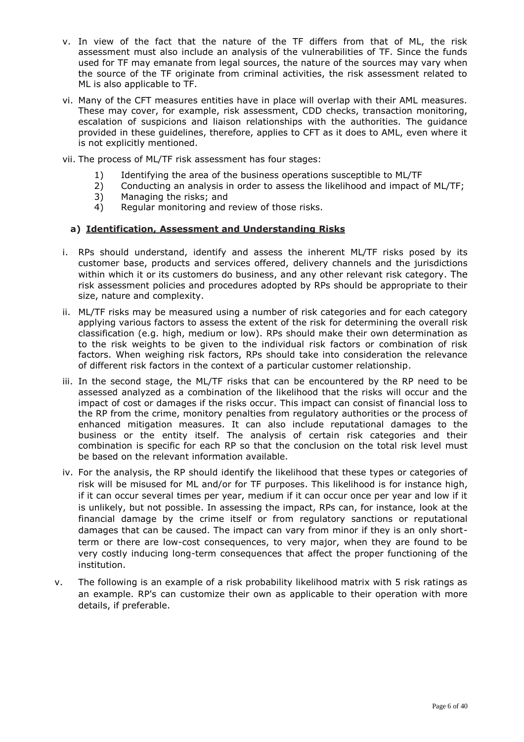v. In view of the fact that the nature of the TF differs from that of ML, the risk assessment must also include an analysis of the vulnerabilities of TF. Since the funds used for TF may emanate from legal sources, the nature of the sources may vary when the source of the TF originate from criminal activities, the risk assessment related to ML is also applicable to TF.

vi. Many of the CFT measures entities have in place will overlap with their AML measures. These may cover, for example, risk assessment, CDD checks, transaction monitoring, escalation of suspicions and liaison relationships with the authorities. The guidance provided in these guidelines, therefore, applies to CFT as it does to AML, even where it is not explicitly mentioned.

vii. The process of ML/TF risk assessment has four stages:

1) Identifying the area of the business operations susceptible to ML/TF
2) Conducting an analysis in order to assess the likelihood and impact of ML/TF;
3) Managing the risks; and
4) Regular monitoring and review of those risks.

**a) Identification, Assessment and Understanding Risks**

i. RPs should understand, identify and assess the inherent ML/TF risks posed by its customer base, products and services offered, delivery channels and the jurisdictions within which it or its customers do business, and any other relevant risk category. The risk assessment policies and procedures adopted by RPs should be appropriate to their size, nature and complexity.

ii. ML/TF risks may be measured using a number of risk categories and for each category applying various factors to assess the extent of the risk for determining the overall risk classification (e.g. high, medium or low). RPs should make their own determination as to the risk weights to be given to the individual risk factors or combination of risk factors. When weighing risk factors, RPs should take into consideration the relevance of different risk factors in the context of a particular customer relationship.

iii. In the second stage, the ML/TF risks that can be encountered by the RP need to be assessed analyzed as a combination of the likelihood that the risks will occur and the impact of cost or damages if the risks occur. This impact can consist of financial loss to the RP from the crime, monitory penalties from regulatory authorities or the process of enhanced mitigation measures. It can also include reputational damages to the business or the entity itself. The analysis of certain risk categories and their combination is specific for each RP so that the conclusion on the total risk level must be based on the relevant information available.

iv. For the analysis, the RP should identify the likelihood that these types or categories of risk will be misused for ML and/or for TF purposes. This likelihood is for instance high, if it can occur several times per year, medium if it can occur once per year and low if it is unlikely, but not possible. In assessing the impact, RPs can, for instance, look at the financial damage by the crime itself or from regulatory sanctions or reputational damages that can be caused. The impact can vary from minor if they is an only short-term or there are low-cost consequences, to very major, when they are found to be very costly inducing long-term consequences that affect the proper functioning of the institution.

v. The following is an example of a risk probability likelihood matrix with 5 risk ratings as an example. RP's can customize their own as applicable to their operation with more details, if preferable.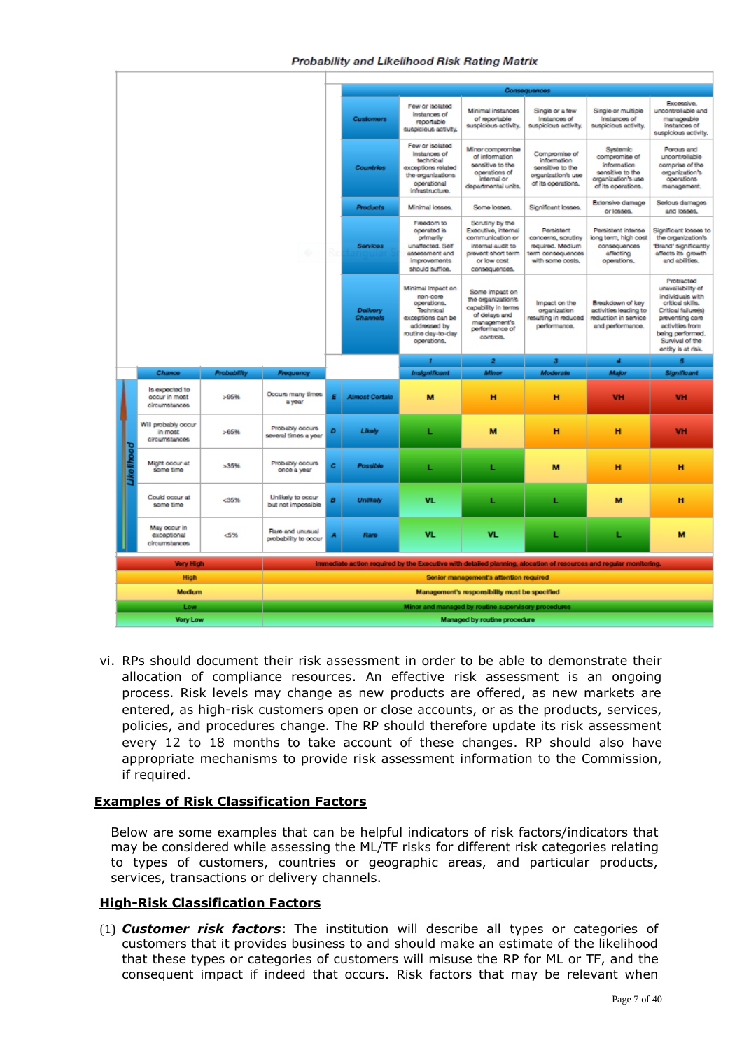**Probability and Likelihood Risk Rating Matrix**

| | | | | | Consequences | | | | |
|---|---|---|---|---|---|---|---|---|---|
| | | | | **Customers** | Few or isolated instances of reportable suspicious activity. | Minimal instances of reportable suspicious activity. | Single or a few instances of suspicious activity. | Single or multiple instances of suspicious activity. | Excessive, uncontrollable and manageable instances of suspicious activity. |
| | | | | **Countries** | Few or isolated instances of technical exceptions related the organizations operational infrastructure. | Minor compromise of information sensitive to the operations of internal or departmental units. | Compromise of information sensitive to the organization's use of its operations. | Systemic compromise of information sensitive to the organization's use of its operations. | Porous and uncontrollable comprise of the organization's operations management. |
| | | | | **Products** | Minimal losses. | Some losses. | Significant losses. | Extensive damage or losses. | Serious damages and losses. |
| | | | | **Services** | Freedom to operated is primarily unaffected. Self assessment and improvements should suffice. | Scrutiny by the Executive, internal communication or internal audit to prevent short term or low cost consequences. | Persistent concerns, scrutiny required. Medium term consequences with some costs. | Persistent intense long term, high cost consequences affecting operations. | Significant losses to the organization's 'Brand' significantly affects its growth and abilities. |
| | | | | **Delivery Channels** | Minimal impact on non-core operations. Technical exceptions can be addressed by routine day-to-day operations. | Some impact on the organization's capability in terms of delays and management's performance of controls. | Impact on the organization resulting in reduced performance. | Breakdown of key activities leading to reduction in service and performance. | Protracted unavailability of individuals with critical skills. Critical failure(s) preventing core activities from being performed. Survival of the entity is at risk. |
| | | | | | **1** | **2** | **3** | **4** | **5** |
| **Chance** | **Probability** | **Frequency** | | | **Insignificant** | **Minor** | **Moderate** | **Major** | **Significant** |
| Is expected to occur in most circumstances | >95% | Occurs many times a year | **E** | **Almost Certain** | M | H | H | VH | VH |
| Will probably occur in most circumstances | >65% | Probably occurs several times a year | **D** | **Likely** | L | M | H | H | VH |
| Might occur at some time | >35% | Probably occurs once a year | **C** | **Possible** | L | L | M | H | H |
| Could occur at some time | <35% | Unlikely to occur but not impossible | **B** | **Unlikely** | VL | L | L | M | H |
| May occur in exceptional circumstances | <5% | Rare and unusual probability to occur | **A** | **Rare** | VL | VL | L | L | M |

*(Likelihood increases from A to E)*

| Rating | Action |
|---|---|
| **Very High** | Immediate action required by the Executive with detailed planning, allocation of resources and regular monitoring. |
| **High** | Senior management's attention required |
| **Medium** | Management's responsibility must be specified |
| **Low** | Minor and managed by routine supervisory procedures |
| **Very Low** | Managed by routine procedure |

vi. RPs should document their risk assessment in order to be able to demonstrate their allocation of compliance resources. An effective risk assessment is an ongoing process. Risk levels may change as new products are offered, as new markets are entered, as high-risk customers open or close accounts, or as the products, services, policies, and procedures change. The RP should therefore update its risk assessment every 12 to 18 months to take account of these changes. RP should also have appropriate mechanisms to provide risk assessment information to the Commission, if required.

## Examples of Risk Classification Factors

Below are some examples that can be helpful indicators of risk factors/indicators that may be considered while assessing the ML/TF risks for different risk categories relating to types of customers, countries or geographic areas, and particular products, services, transactions or delivery channels.

## High-Risk Classification Factors

(1) ***Customer risk factors***: The institution will describe all types or categories of customers that it provides business to and should make an estimate of the likelihood that these types or categories of customers will misuse the RP for ML or TF, and the consequent impact if indeed that occurs. Risk factors that may be relevant when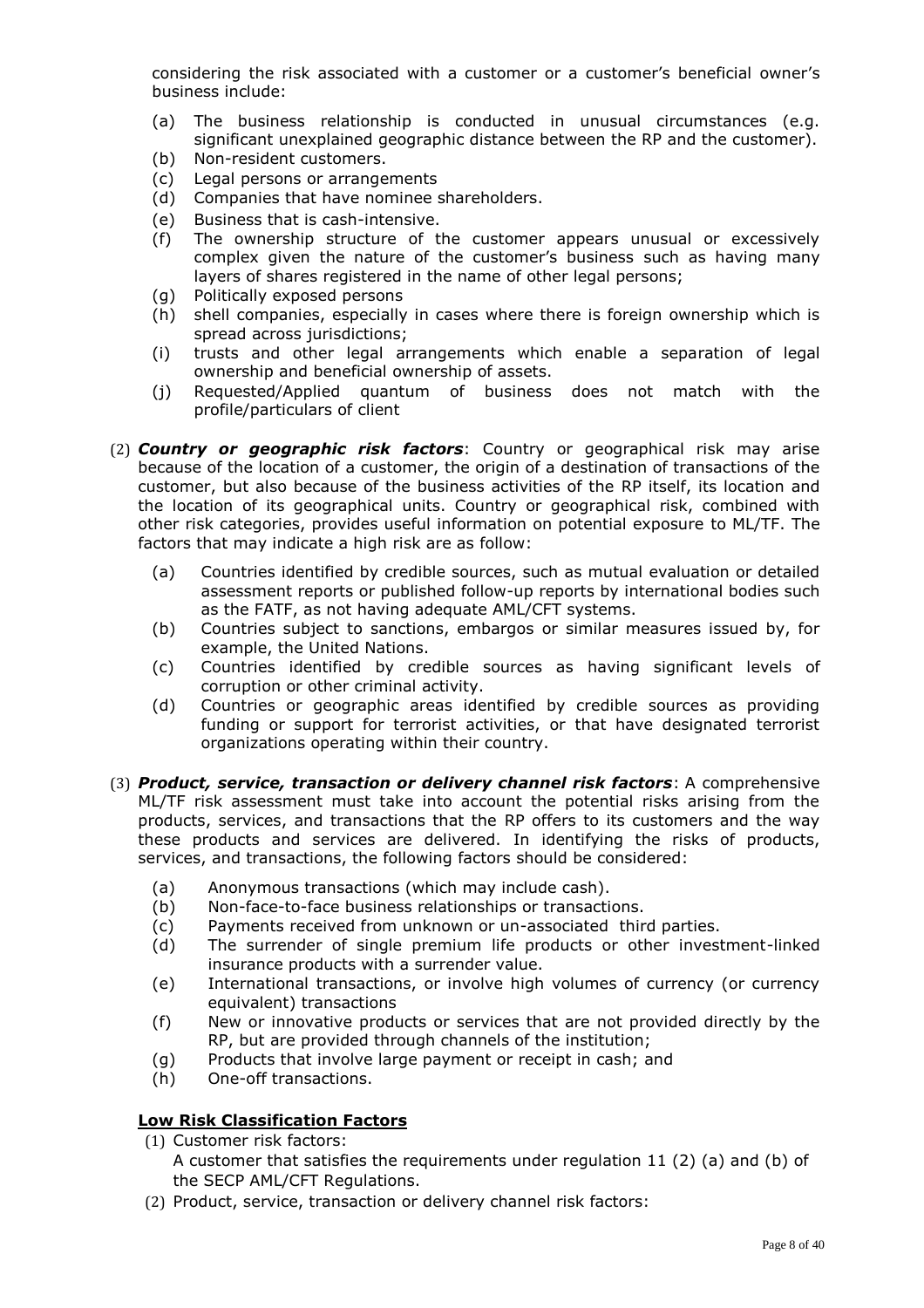considering the risk associated with a customer or a customer's beneficial owner's business include:

(a) The business relationship is conducted in unusual circumstances (e.g. significant unexplained geographic distance between the RP and the customer).
(b) Non-resident customers.
(c) Legal persons or arrangements
(d) Companies that have nominee shareholders.
(e) Business that is cash-intensive.
(f) The ownership structure of the customer appears unusual or excessively complex given the nature of the customer's business such as having many layers of shares registered in the name of other legal persons;
(g) Politically exposed persons
(h) shell companies, especially in cases where there is foreign ownership which is spread across jurisdictions;
(i) trusts and other legal arrangements which enable a separation of legal ownership and beneficial ownership of assets.
(j) Requested/Applied quantum of business does not match with the profile/particulars of client

(2) ***Country or geographic risk factors***: Country or geographical risk may arise because of the location of a customer, the origin of a destination of transactions of the customer, but also because of the business activities of the RP itself, its location and the location of its geographical units. Country or geographical risk, combined with other risk categories, provides useful information on potential exposure to ML/TF. The factors that may indicate a high risk are as follow:

(a) Countries identified by credible sources, such as mutual evaluation or detailed assessment reports or published follow-up reports by international bodies such as the FATF, as not having adequate AML/CFT systems.
(b) Countries subject to sanctions, embargos or similar measures issued by, for example, the United Nations.
(c) Countries identified by credible sources as having significant levels of corruption or other criminal activity.
(d) Countries or geographic areas identified by credible sources as providing funding or support for terrorist activities, or that have designated terrorist organizations operating within their country.

(3) ***Product, service, transaction or delivery channel risk factors***: A comprehensive ML/TF risk assessment must take into account the potential risks arising from the products, services, and transactions that the RP offers to its customers and the way these products and services are delivered. In identifying the risks of products, services, and transactions, the following factors should be considered:

(a) Anonymous transactions (which may include cash).
(b) Non-face-to-face business relationships or transactions.
(c) Payments received from unknown or un-associated third parties.
(d) The surrender of single premium life products or other investment-linked insurance products with a surrender value.
(e) International transactions, or involve high volumes of currency (or currency equivalent) transactions
(f) New or innovative products or services that are not provided directly by the RP, but are provided through channels of the institution;
(g) Products that involve large payment or receipt in cash; and
(h) One-off transactions.

**Low Risk Classification Factors**

(1) Customer risk factors:
A customer that satisfies the requirements under regulation 11 (2) (a) and (b) of the SECP AML/CFT Regulations.

(2) Product, service, transaction or delivery channel risk factors: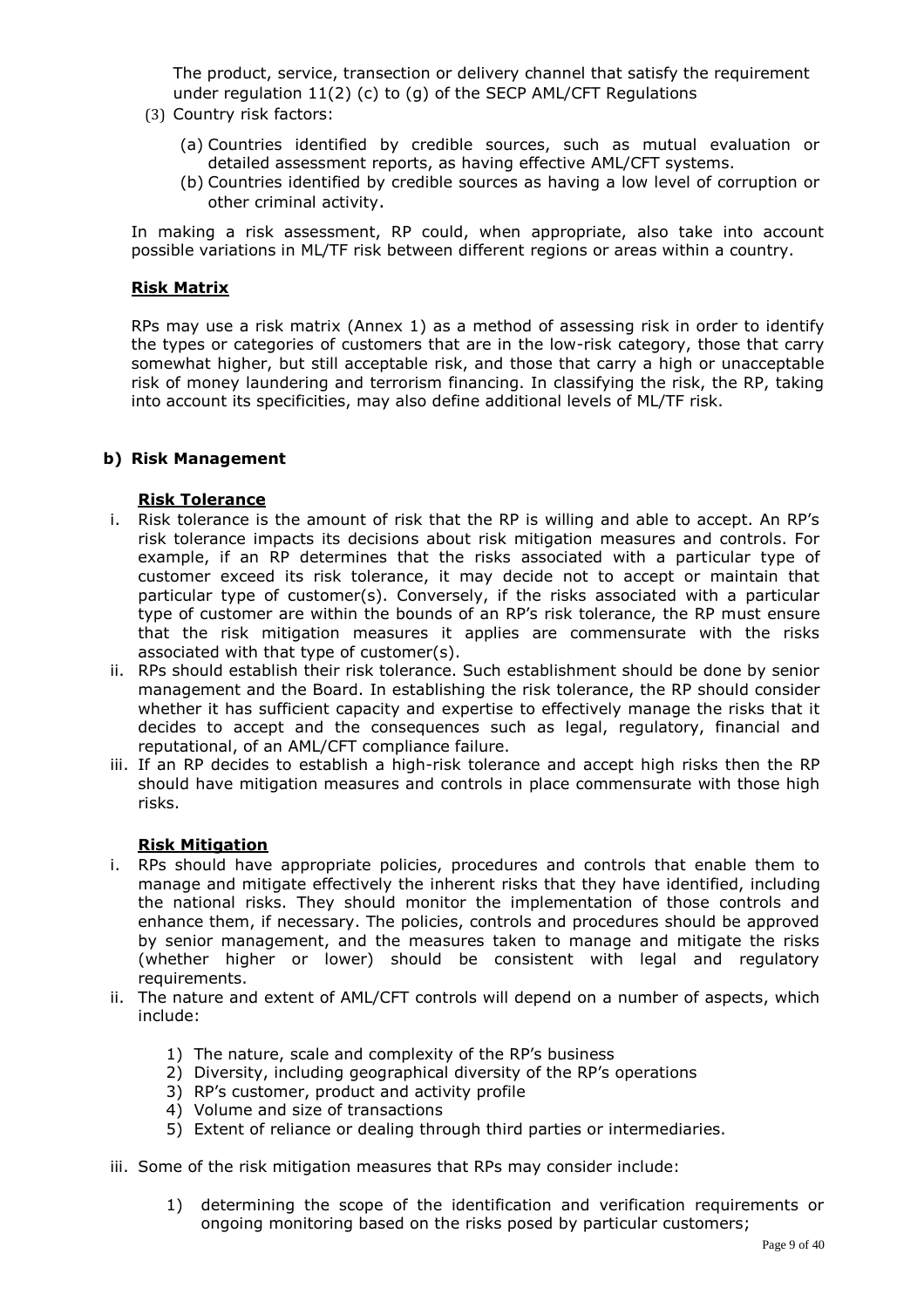The product, service, transection or delivery channel that satisfy the requirement under regulation 11(2) (c) to (g) of the SECP AML/CFT Regulations

(3) Country risk factors:

(a) Countries identified by credible sources, such as mutual evaluation or detailed assessment reports, as having effective AML/CFT systems.

(b) Countries identified by credible sources as having a low level of corruption or other criminal activity.

In making a risk assessment, RP could, when appropriate, also take into account possible variations in ML/TF risk between different regions or areas within a country.

**Risk Matrix**

RPs may use a risk matrix (Annex 1) as a method of assessing risk in order to identify the types or categories of customers that are in the low-risk category, those that carry somewhat higher, but still acceptable risk, and those that carry a high or unacceptable risk of money laundering and terrorism financing. In classifying the risk, the RP, taking into account its specificities, may also define additional levels of ML/TF risk.

**b) Risk Management**

**Risk Tolerance**

i. Risk tolerance is the amount of risk that the RP is willing and able to accept. An RP's risk tolerance impacts its decisions about risk mitigation measures and controls. For example, if an RP determines that the risks associated with a particular type of customer exceed its risk tolerance, it may decide not to accept or maintain that particular type of customer(s). Conversely, if the risks associated with a particular type of customer are within the bounds of an RP's risk tolerance, the RP must ensure that the risk mitigation measures it applies are commensurate with the risks associated with that type of customer(s).

ii. RPs should establish their risk tolerance. Such establishment should be done by senior management and the Board. In establishing the risk tolerance, the RP should consider whether it has sufficient capacity and expertise to effectively manage the risks that it decides to accept and the consequences such as legal, regulatory, financial and reputational, of an AML/CFT compliance failure.

iii. If an RP decides to establish a high-risk tolerance and accept high risks then the RP should have mitigation measures and controls in place commensurate with those high risks.

**Risk Mitigation**

i. RPs should have appropriate policies, procedures and controls that enable them to manage and mitigate effectively the inherent risks that they have identified, including the national risks. They should monitor the implementation of those controls and enhance them, if necessary. The policies, controls and procedures should be approved by senior management, and the measures taken to manage and mitigate the risks (whether higher or lower) should be consistent with legal and regulatory requirements.

ii. The nature and extent of AML/CFT controls will depend on a number of aspects, which include:

1) The nature, scale and complexity of the RP's business
2) Diversity, including geographical diversity of the RP's operations
3) RP's customer, product and activity profile
4) Volume and size of transactions
5) Extent of reliance or dealing through third parties or intermediaries.

iii. Some of the risk mitigation measures that RPs may consider include:

1) determining the scope of the identification and verification requirements or ongoing monitoring based on the risks posed by particular customers;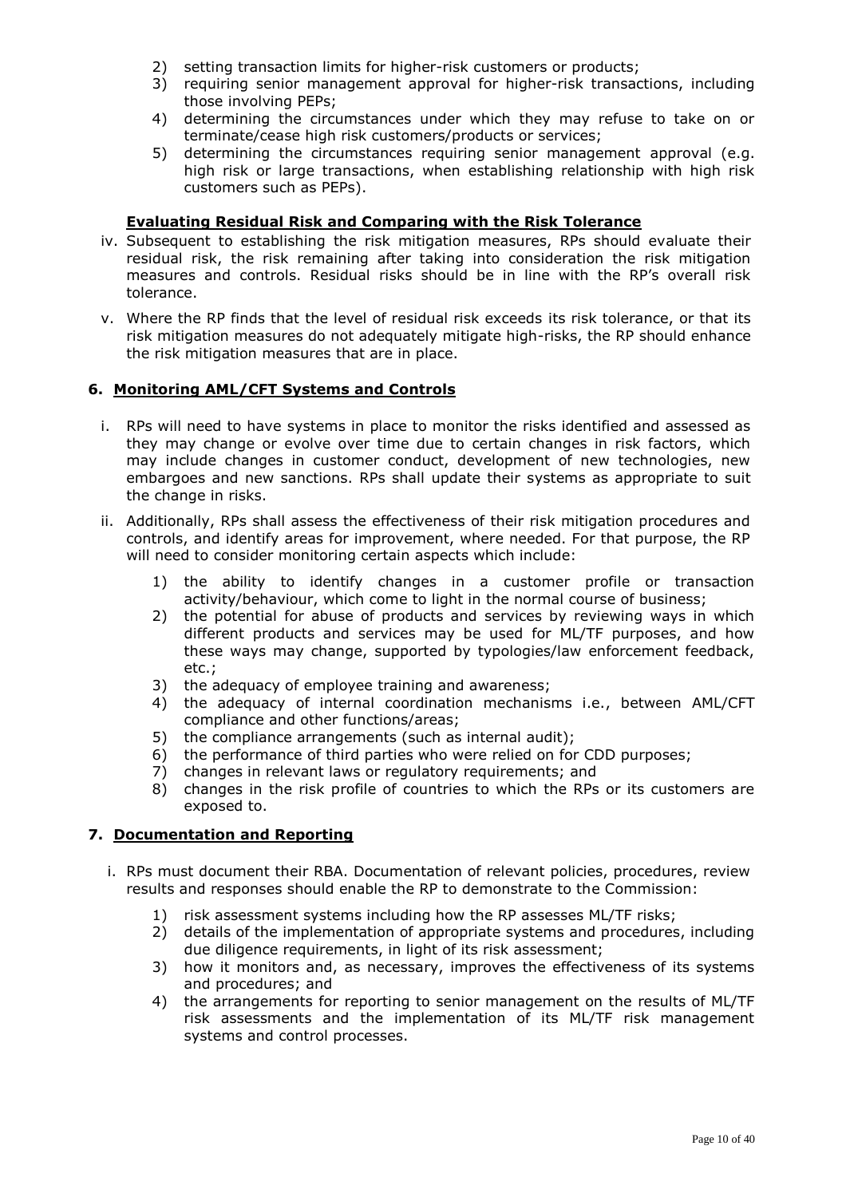2) setting transaction limits for higher-risk customers or products;
3) requiring senior management approval for higher-risk transactions, including those involving PEPs;
4) determining the circumstances under which they may refuse to take on or terminate/cease high risk customers/products or services;
5) determining the circumstances requiring senior management approval (e.g. high risk or large transactions, when establishing relationship with high risk customers such as PEPs).

**Evaluating Residual Risk and Comparing with the Risk Tolerance**

iv. Subsequent to establishing the risk mitigation measures, RPs should evaluate their residual risk, the risk remaining after taking into consideration the risk mitigation measures and controls. Residual risks should be in line with the RP's overall risk tolerance.

v. Where the RP finds that the level of residual risk exceeds its risk tolerance, or that its risk mitigation measures do not adequately mitigate high-risks, the RP should enhance the risk mitigation measures that are in place.

## 6. Monitoring AML/CFT Systems and Controls

i. RPs will need to have systems in place to monitor the risks identified and assessed as they may change or evolve over time due to certain changes in risk factors, which may include changes in customer conduct, development of new technologies, new embargoes and new sanctions. RPs shall update their systems as appropriate to suit the change in risks.

ii. Additionally, RPs shall assess the effectiveness of their risk mitigation procedures and controls, and identify areas for improvement, where needed. For that purpose, the RP will need to consider monitoring certain aspects which include:

1) the ability to identify changes in a customer profile or transaction activity/behaviour, which come to light in the normal course of business;
2) the potential for abuse of products and services by reviewing ways in which different products and services may be used for ML/TF purposes, and how these ways may change, supported by typologies/law enforcement feedback, etc.;
3) the adequacy of employee training and awareness;
4) the adequacy of internal coordination mechanisms i.e., between AML/CFT compliance and other functions/areas;
5) the compliance arrangements (such as internal audit);
6) the performance of third parties who were relied on for CDD purposes;
7) changes in relevant laws or regulatory requirements; and
8) changes in the risk profile of countries to which the RPs or its customers are exposed to.

## 7. Documentation and Reporting

i. RPs must document their RBA. Documentation of relevant policies, procedures, review results and responses should enable the RP to demonstrate to the Commission:

1) risk assessment systems including how the RP assesses ML/TF risks;
2) details of the implementation of appropriate systems and procedures, including due diligence requirements, in light of its risk assessment;
3) how it monitors and, as necessary, improves the effectiveness of its systems and procedures; and
4) the arrangements for reporting to senior management on the results of ML/TF risk assessments and the implementation of its ML/TF risk management systems and control processes.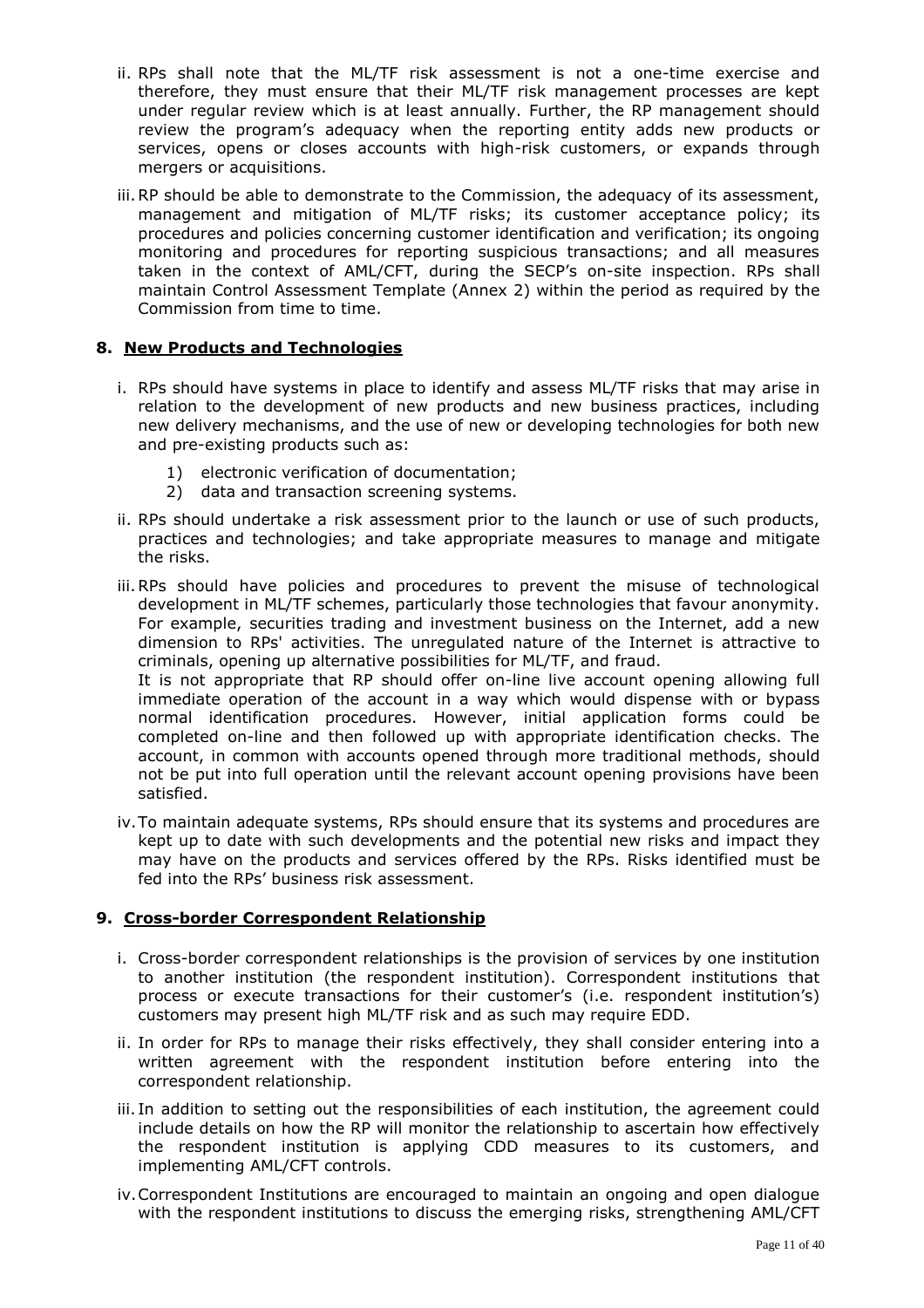ii. RPs shall note that the ML/TF risk assessment is not a one-time exercise and therefore, they must ensure that their ML/TF risk management processes are kept under regular review which is at least annually. Further, the RP management should review the program's adequacy when the reporting entity adds new products or services, opens or closes accounts with high-risk customers, or expands through mergers or acquisitions.

iii. RP should be able to demonstrate to the Commission, the adequacy of its assessment, management and mitigation of ML/TF risks; its customer acceptance policy; its procedures and policies concerning customer identification and verification; its ongoing monitoring and procedures for reporting suspicious transactions; and all measures taken in the context of AML/CFT, during the SECP's on-site inspection. RPs shall maintain Control Assessment Template (Annex 2) within the period as required by the Commission from time to time.

## 8. New Products and Technologies

i. RPs should have systems in place to identify and assess ML/TF risks that may arise in relation to the development of new products and new business practices, including new delivery mechanisms, and the use of new or developing technologies for both new and pre-existing products such as:

   1) electronic verification of documentation;
   2) data and transaction screening systems.

ii. RPs should undertake a risk assessment prior to the launch or use of such products, practices and technologies; and take appropriate measures to manage and mitigate the risks.

iii. RPs should have policies and procedures to prevent the misuse of technological development in ML/TF schemes, particularly those technologies that favour anonymity. For example, securities trading and investment business on the Internet, add a new dimension to RPs' activities. The unregulated nature of the Internet is attractive to criminals, opening up alternative possibilities for ML/TF, and fraud.

   It is not appropriate that RP should offer on-line live account opening allowing full immediate operation of the account in a way which would dispense with or bypass normal identification procedures. However, initial application forms could be completed on-line and then followed up with appropriate identification checks. The account, in common with accounts opened through more traditional methods, should not be put into full operation until the relevant account opening provisions have been satisfied.

iv. To maintain adequate systems, RPs should ensure that its systems and procedures are kept up to date with such developments and the potential new risks and impact they may have on the products and services offered by the RPs. Risks identified must be fed into the RPs' business risk assessment.

## 9. Cross-border Correspondent Relationship

i. Cross-border correspondent relationships is the provision of services by one institution to another institution (the respondent institution). Correspondent institutions that process or execute transactions for their customer's (i.e. respondent institution's) customers may present high ML/TF risk and as such may require EDD.

ii. In order for RPs to manage their risks effectively, they shall consider entering into a written agreement with the respondent institution before entering into the correspondent relationship.

iii. In addition to setting out the responsibilities of each institution, the agreement could include details on how the RP will monitor the relationship to ascertain how effectively the respondent institution is applying CDD measures to its customers, and implementing AML/CFT controls.

iv. Correspondent Institutions are encouraged to maintain an ongoing and open dialogue with the respondent institutions to discuss the emerging risks, strengthening AML/CFT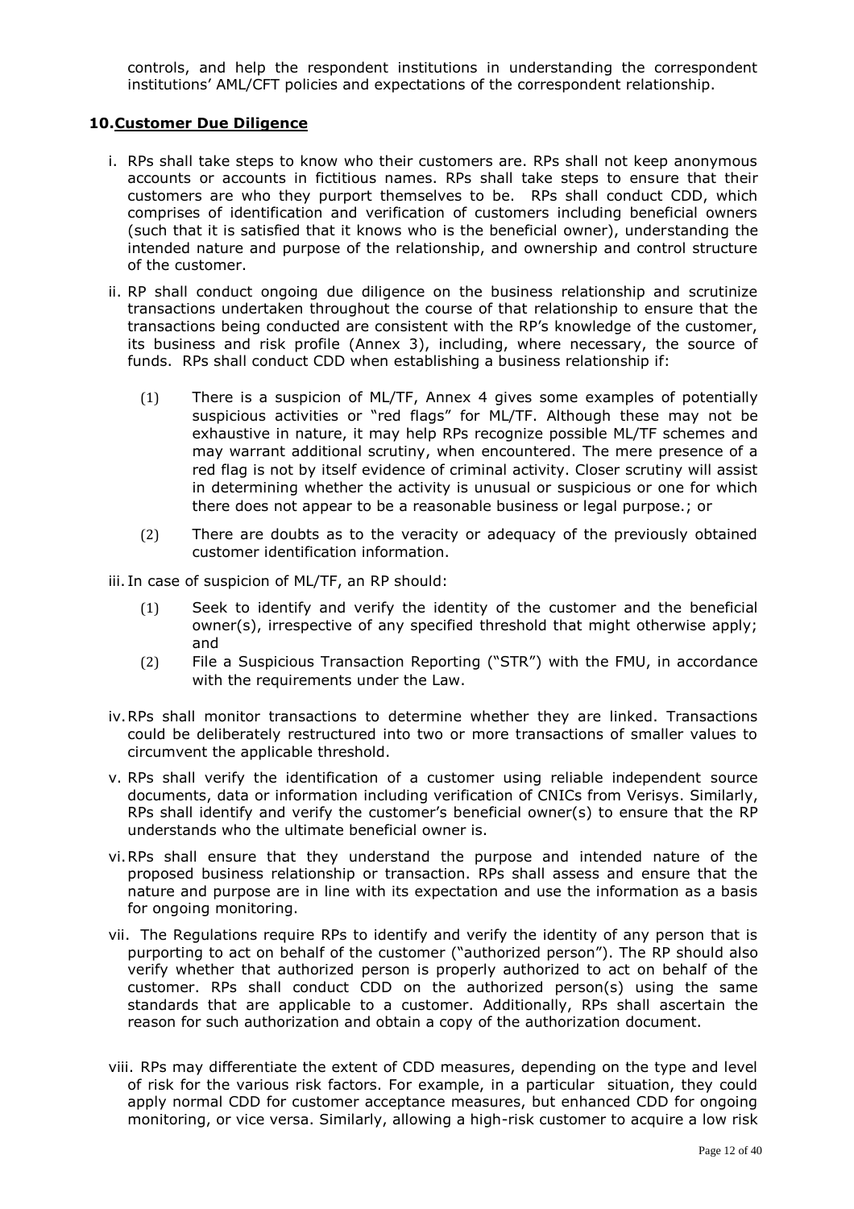controls, and help the respondent institutions in understanding the correspondent institutions' AML/CFT policies and expectations of the correspondent relationship.

## 10. Customer Due Diligence

i. RPs shall take steps to know who their customers are. RPs shall not keep anonymous accounts or accounts in fictitious names. RPs shall take steps to ensure that their customers are who they purport themselves to be. RPs shall conduct CDD, which comprises of identification and verification of customers including beneficial owners (such that it is satisfied that it knows who is the beneficial owner), understanding the intended nature and purpose of the relationship, and ownership and control structure of the customer.

ii. RP shall conduct ongoing due diligence on the business relationship and scrutinize transactions undertaken throughout the course of that relationship to ensure that the transactions being conducted are consistent with the RP's knowledge of the customer, its business and risk profile (Annex 3), including, where necessary, the source of funds. RPs shall conduct CDD when establishing a business relationship if:

   (1) There is a suspicion of ML/TF, Annex 4 gives some examples of potentially suspicious activities or "red flags" for ML/TF. Although these may not be exhaustive in nature, it may help RPs recognize possible ML/TF schemes and may warrant additional scrutiny, when encountered. The mere presence of a red flag is not by itself evidence of criminal activity. Closer scrutiny will assist in determining whether the activity is unusual or suspicious or one for which there does not appear to be a reasonable business or legal purpose.; or

   (2) There are doubts as to the veracity or adequacy of the previously obtained customer identification information.

iii. In case of suspicion of ML/TF, an RP should:

   (1) Seek to identify and verify the identity of the customer and the beneficial owner(s), irrespective of any specified threshold that might otherwise apply; and

   (2) File a Suspicious Transaction Reporting ("STR") with the FMU, in accordance with the requirements under the Law.

iv. RPs shall monitor transactions to determine whether they are linked. Transactions could be deliberately restructured into two or more transactions of smaller values to circumvent the applicable threshold.

v. RPs shall verify the identification of a customer using reliable independent source documents, data or information including verification of CNICs from Verisys. Similarly, RPs shall identify and verify the customer's beneficial owner(s) to ensure that the RP understands who the ultimate beneficial owner is.

vi. RPs shall ensure that they understand the purpose and intended nature of the proposed business relationship or transaction. RPs shall assess and ensure that the nature and purpose are in line with its expectation and use the information as a basis for ongoing monitoring.

vii. The Regulations require RPs to identify and verify the identity of any person that is purporting to act on behalf of the customer ("authorized person"). The RP should also verify whether that authorized person is properly authorized to act on behalf of the customer. RPs shall conduct CDD on the authorized person(s) using the same standards that are applicable to a customer. Additionally, RPs shall ascertain the reason for such authorization and obtain a copy of the authorization document.

viii. RPs may differentiate the extent of CDD measures, depending on the type and level of risk for the various risk factors. For example, in a particular situation, they could apply normal CDD for customer acceptance measures, but enhanced CDD for ongoing monitoring, or vice versa. Similarly, allowing a high-risk customer to acquire a low risk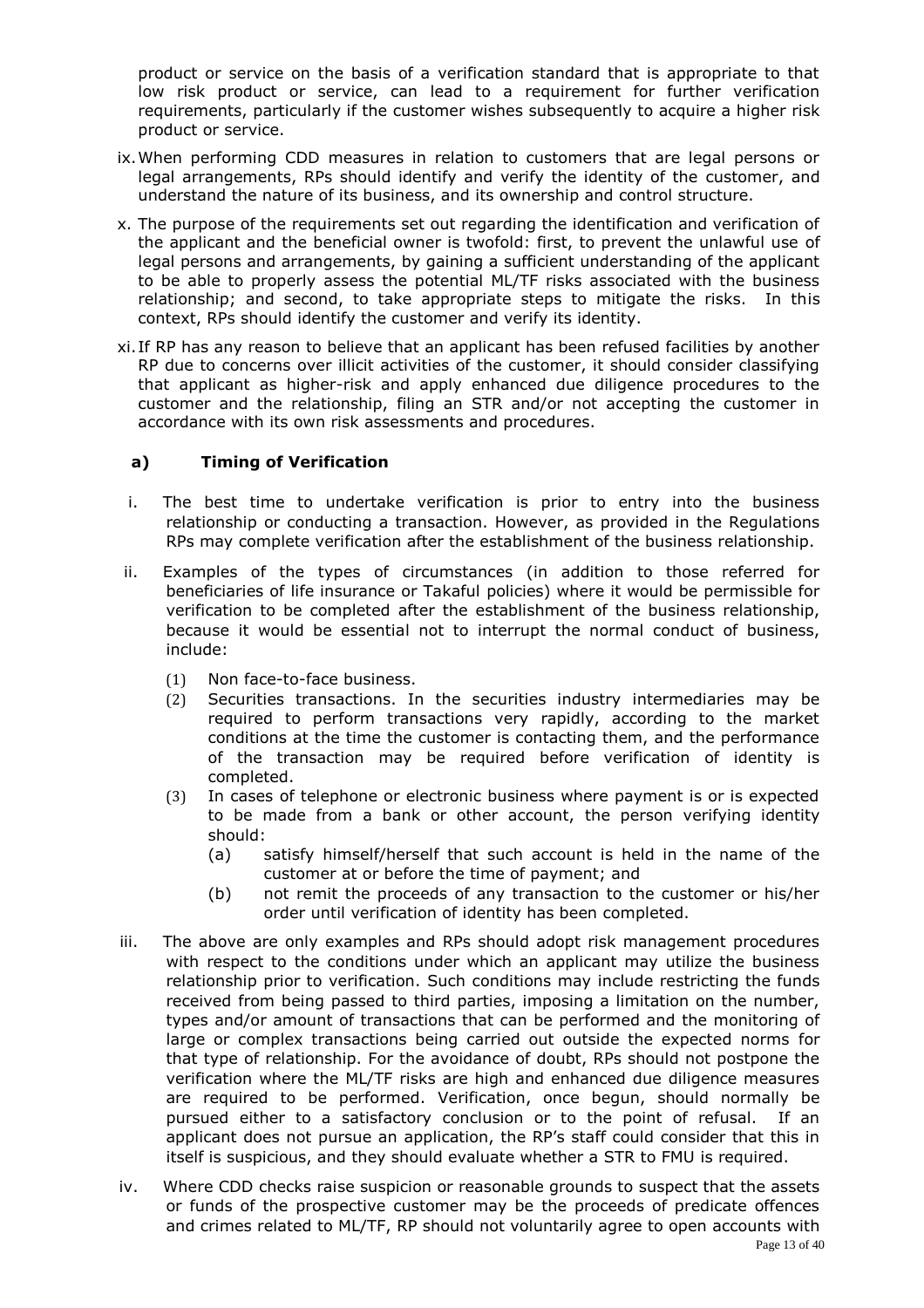product or service on the basis of a verification standard that is appropriate to that low risk product or service, can lead to a requirement for further verification requirements, particularly if the customer wishes subsequently to acquire a higher risk product or service.

ix. When performing CDD measures in relation to customers that are legal persons or legal arrangements, RPs should identify and verify the identity of the customer, and understand the nature of its business, and its ownership and control structure.

x. The purpose of the requirements set out regarding the identification and verification of the applicant and the beneficial owner is twofold: first, to prevent the unlawful use of legal persons and arrangements, by gaining a sufficient understanding of the applicant to be able to properly assess the potential ML/TF risks associated with the business relationship; and second, to take appropriate steps to mitigate the risks. In this context, RPs should identify the customer and verify its identity.

xi. If RP has any reason to believe that an applicant has been refused facilities by another RP due to concerns over illicit activities of the customer, it should consider classifying that applicant as higher-risk and apply enhanced due diligence procedures to the customer and the relationship, filing an STR and/or not accepting the customer in accordance with its own risk assessments and procedures.

### a) Timing of Verification

i. The best time to undertake verification is prior to entry into the business relationship or conducting a transaction. However, as provided in the Regulations RPs may complete verification after the establishment of the business relationship.

ii. Examples of the types of circumstances (in addition to those referred for beneficiaries of life insurance or Takaful policies) where it would be permissible for verification to be completed after the establishment of the business relationship, because it would be essential not to interrupt the normal conduct of business, include:

   (1) Non face-to-face business.

   (2) Securities transactions. In the securities industry intermediaries may be required to perform transactions very rapidly, according to the market conditions at the time the customer is contacting them, and the performance of the transaction may be required before verification of identity is completed.

   (3) In cases of telephone or electronic business where payment is or is expected to be made from a bank or other account, the person verifying identity should:

      (a) satisfy himself/herself that such account is held in the name of the customer at or before the time of payment; and

      (b) not remit the proceeds of any transaction to the customer or his/her order until verification of identity has been completed.

iii. The above are only examples and RPs should adopt risk management procedures with respect to the conditions under which an applicant may utilize the business relationship prior to verification. Such conditions may include restricting the funds received from being passed to third parties, imposing a limitation on the number, types and/or amount of transactions that can be performed and the monitoring of large or complex transactions being carried out outside the expected norms for that type of relationship. For the avoidance of doubt, RPs should not postpone the verification where the ML/TF risks are high and enhanced due diligence measures are required to be performed. Verification, once begun, should normally be pursued either to a satisfactory conclusion or to the point of refusal. If an applicant does not pursue an application, the RP's staff could consider that this in itself is suspicious, and they should evaluate whether a STR to FMU is required.

iv. Where CDD checks raise suspicion or reasonable grounds to suspect that the assets or funds of the prospective customer may be the proceeds of predicate offences and crimes related to ML/TF, RP should not voluntarily agree to open accounts with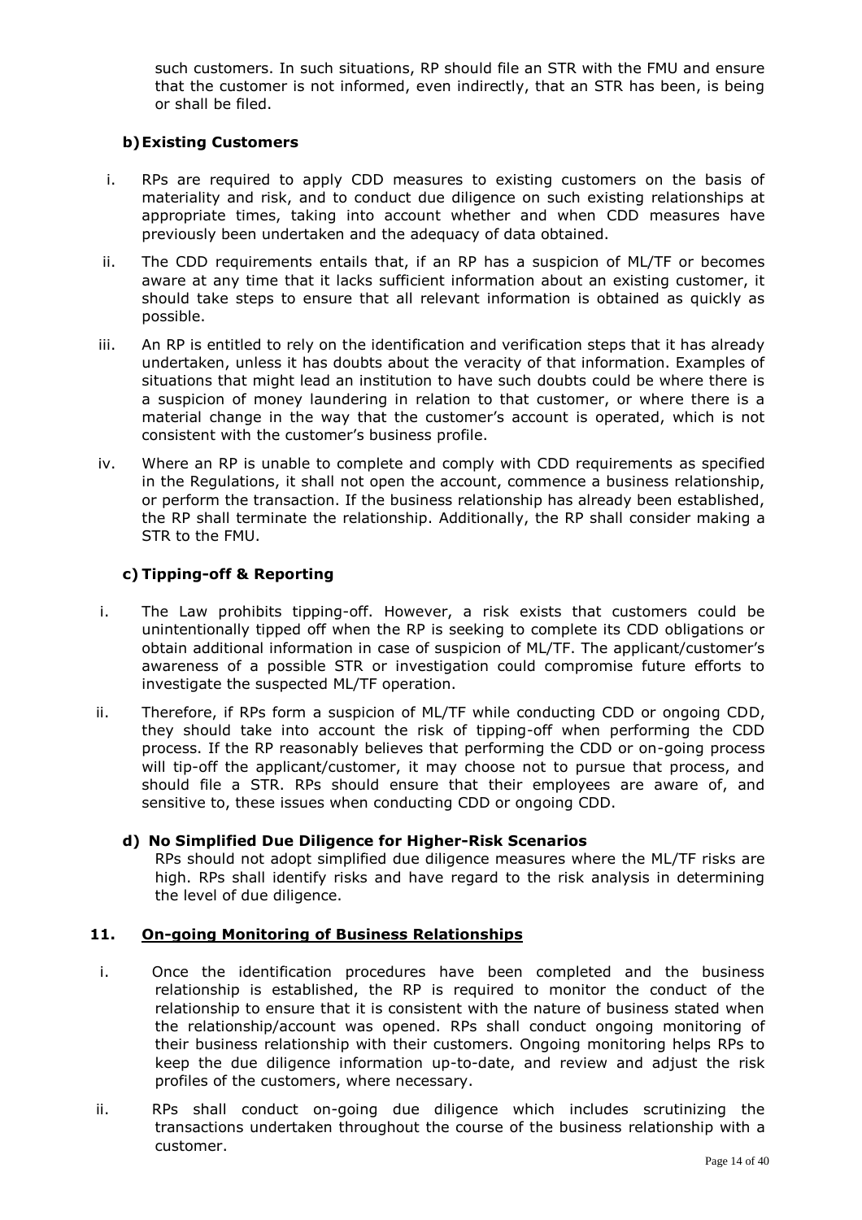such customers. In such situations, RP should file an STR with the FMU and ensure that the customer is not informed, even indirectly, that an STR has been, is being or shall be filed.

**b) Existing Customers**

i. RPs are required to apply CDD measures to existing customers on the basis of materiality and risk, and to conduct due diligence on such existing relationships at appropriate times, taking into account whether and when CDD measures have previously been undertaken and the adequacy of data obtained.

ii. The CDD requirements entails that, if an RP has a suspicion of ML/TF or becomes aware at any time that it lacks sufficient information about an existing customer, it should take steps to ensure that all relevant information is obtained as quickly as possible.

iii. An RP is entitled to rely on the identification and verification steps that it has already undertaken, unless it has doubts about the veracity of that information. Examples of situations that might lead an institution to have such doubts could be where there is a suspicion of money laundering in relation to that customer, or where there is a material change in the way that the customer's account is operated, which is not consistent with the customer's business profile.

iv. Where an RP is unable to complete and comply with CDD requirements as specified in the Regulations, it shall not open the account, commence a business relationship, or perform the transaction. If the business relationship has already been established, the RP shall terminate the relationship. Additionally, the RP shall consider making a STR to the FMU.

**c) Tipping-off & Reporting**

i. The Law prohibits tipping-off. However, a risk exists that customers could be unintentionally tipped off when the RP is seeking to complete its CDD obligations or obtain additional information in case of suspicion of ML/TF. The applicant/customer's awareness of a possible STR or investigation could compromise future efforts to investigate the suspected ML/TF operation.

ii. Therefore, if RPs form a suspicion of ML/TF while conducting CDD or ongoing CDD, they should take into account the risk of tipping-off when performing the CDD process. If the RP reasonably believes that performing the CDD or on-going process will tip-off the applicant/customer, it may choose not to pursue that process, and should file a STR. RPs should ensure that their employees are aware of, and sensitive to, these issues when conducting CDD or ongoing CDD.

**d) No Simplified Due Diligence for Higher-Risk Scenarios**

RPs should not adopt simplified due diligence measures where the ML/TF risks are high. RPs shall identify risks and have regard to the risk analysis in determining the level of due diligence.

## 11. <u>On-going Monitoring of Business Relationships</u>

i. Once the identification procedures have been completed and the business relationship is established, the RP is required to monitor the conduct of the relationship to ensure that it is consistent with the nature of business stated when the relationship/account was opened. RPs shall conduct ongoing monitoring of their business relationship with their customers. Ongoing monitoring helps RPs to keep the due diligence information up-to-date, and review and adjust the risk profiles of the customers, where necessary.

ii. RPs shall conduct on-going due diligence which includes scrutinizing the transactions undertaken throughout the course of the business relationship with a customer.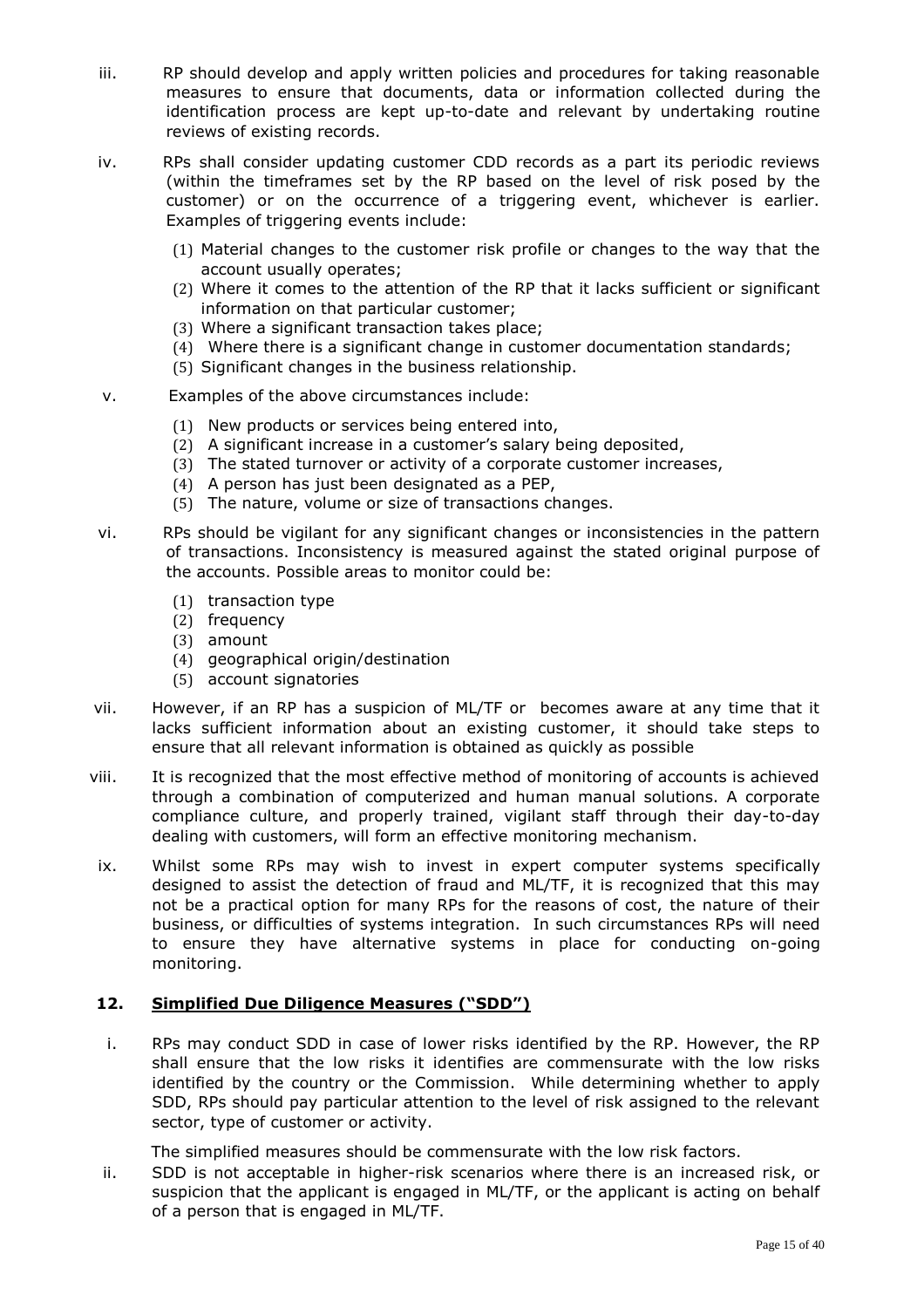iii. RP should develop and apply written policies and procedures for taking reasonable measures to ensure that documents, data or information collected during the identification process are kept up-to-date and relevant by undertaking routine reviews of existing records.

iv. RPs shall consider updating customer CDD records as a part its periodic reviews (within the timeframes set by the RP based on the level of risk posed by the customer) or on the occurrence of a triggering event, whichever is earlier. Examples of triggering events include:

   (1) Material changes to the customer risk profile or changes to the way that the account usually operates;
   (2) Where it comes to the attention of the RP that it lacks sufficient or significant information on that particular customer;
   (3) Where a significant transaction takes place;
   (4) Where there is a significant change in customer documentation standards;
   (5) Significant changes in the business relationship.

v. Examples of the above circumstances include:

   (1) New products or services being entered into,
   (2) A significant increase in a customer's salary being deposited,
   (3) The stated turnover or activity of a corporate customer increases,
   (4) A person has just been designated as a PEP,
   (5) The nature, volume or size of transactions changes.

vi. RPs should be vigilant for any significant changes or inconsistencies in the pattern of transactions. Inconsistency is measured against the stated original purpose of the accounts. Possible areas to monitor could be:

   (1) transaction type
   (2) frequency
   (3) amount
   (4) geographical origin/destination
   (5) account signatories

vii. However, if an RP has a suspicion of ML/TF or becomes aware at any time that it lacks sufficient information about an existing customer, it should take steps to ensure that all relevant information is obtained as quickly as possible

viii. It is recognized that the most effective method of monitoring of accounts is achieved through a combination of computerized and human manual solutions. A corporate compliance culture, and properly trained, vigilant staff through their day-to-day dealing with customers, will form an effective monitoring mechanism.

ix. Whilst some RPs may wish to invest in expert computer systems specifically designed to assist the detection of fraud and ML/TF, it is recognized that this may not be a practical option for many RPs for the reasons of cost, the nature of their business, or difficulties of systems integration. In such circumstances RPs will need to ensure they have alternative systems in place for conducting on-going monitoring.

## 12. Simplified Due Diligence Measures ("SDD")

i. RPs may conduct SDD in case of lower risks identified by the RP. However, the RP shall ensure that the low risks it identifies are commensurate with the low risks identified by the country or the Commission. While determining whether to apply SDD, RPs should pay particular attention to the level of risk assigned to the relevant sector, type of customer or activity.

   The simplified measures should be commensurate with the low risk factors.

ii. SDD is not acceptable in higher-risk scenarios where there is an increased risk, or suspicion that the applicant is engaged in ML/TF, or the applicant is acting on behalf of a person that is engaged in ML/TF.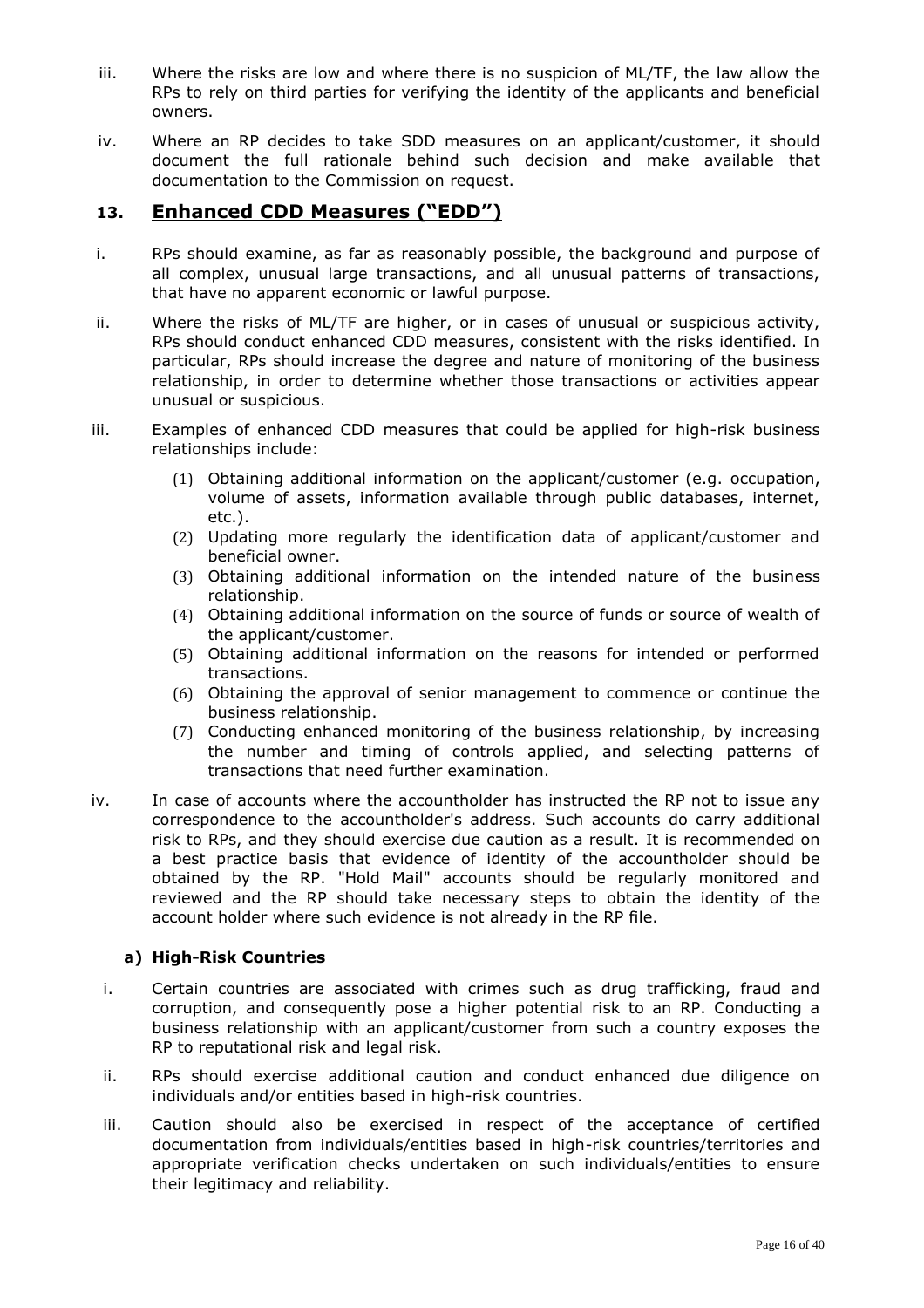iii. Where the risks are low and where there is no suspicion of ML/TF, the law allow the RPs to rely on third parties for verifying the identity of the applicants and beneficial owners.

iv. Where an RP decides to take SDD measures on an applicant/customer, it should document the full rationale behind such decision and make available that documentation to the Commission on request.

## 13. Enhanced CDD Measures ("EDD")

i. RPs should examine, as far as reasonably possible, the background and purpose of all complex, unusual large transactions, and all unusual patterns of transactions, that have no apparent economic or lawful purpose.

ii. Where the risks of ML/TF are higher, or in cases of unusual or suspicious activity, RPs should conduct enhanced CDD measures, consistent with the risks identified. In particular, RPs should increase the degree and nature of monitoring of the business relationship, in order to determine whether those transactions or activities appear unusual or suspicious.

iii. Examples of enhanced CDD measures that could be applied for high-risk business relationships include:

   (1) Obtaining additional information on the applicant/customer (e.g. occupation, volume of assets, information available through public databases, internet, etc.).
   (2) Updating more regularly the identification data of applicant/customer and beneficial owner.
   (3) Obtaining additional information on the intended nature of the business relationship.
   (4) Obtaining additional information on the source of funds or source of wealth of the applicant/customer.
   (5) Obtaining additional information on the reasons for intended or performed transactions.
   (6) Obtaining the approval of senior management to commence or continue the business relationship.
   (7) Conducting enhanced monitoring of the business relationship, by increasing the number and timing of controls applied, and selecting patterns of transactions that need further examination.

iv. In case of accounts where the accountholder has instructed the RP not to issue any correspondence to the accountholder's address. Such accounts do carry additional risk to RPs, and they should exercise due caution as a result. It is recommended on a best practice basis that evidence of identity of the accountholder should be obtained by the RP. "Hold Mail" accounts should be regularly monitored and reviewed and the RP should take necessary steps to obtain the identity of the account holder where such evidence is not already in the RP file.

### a) High-Risk Countries

i. Certain countries are associated with crimes such as drug trafficking, fraud and corruption, and consequently pose a higher potential risk to an RP. Conducting a business relationship with an applicant/customer from such a country exposes the RP to reputational risk and legal risk.

ii. RPs should exercise additional caution and conduct enhanced due diligence on individuals and/or entities based in high-risk countries.

iii. Caution should also be exercised in respect of the acceptance of certified documentation from individuals/entities based in high-risk countries/territories and appropriate verification checks undertaken on such individuals/entities to ensure their legitimacy and reliability.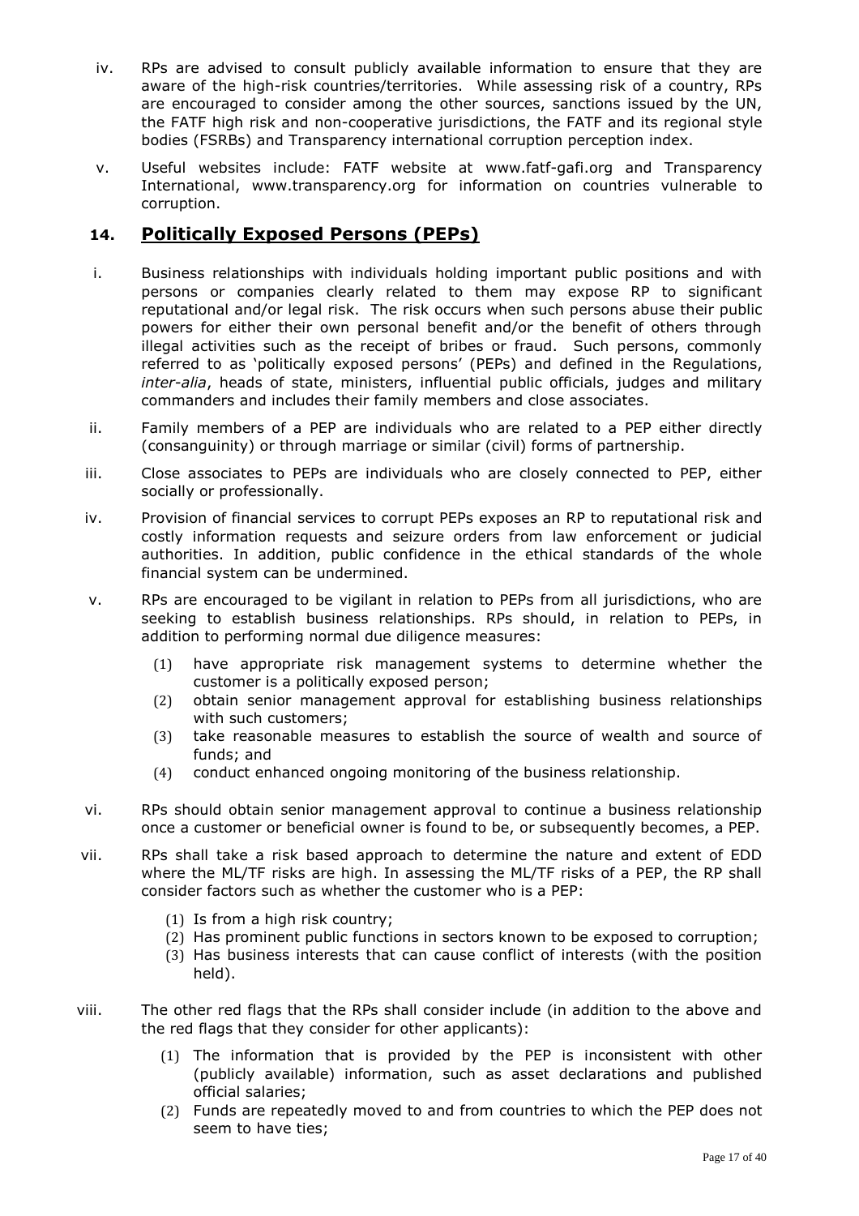iv. RPs are advised to consult publicly available information to ensure that they are aware of the high-risk countries/territories. While assessing risk of a country, RPs are encouraged to consider among the other sources, sanctions issued by the UN, the FATF high risk and non-cooperative jurisdictions, the FATF and its regional style bodies (FSRBs) and Transparency international corruption perception index.

v. Useful websites include: FATF website at www.fatf-gafi.org and Transparency International, www.transparency.org for information on countries vulnerable to corruption.

## 14. Politically Exposed Persons (PEPs)

i. Business relationships with individuals holding important public positions and with persons or companies clearly related to them may expose RP to significant reputational and/or legal risk. The risk occurs when such persons abuse their public powers for either their own personal benefit and/or the benefit of others through illegal activities such as the receipt of bribes or fraud. Such persons, commonly referred to as 'politically exposed persons' (PEPs) and defined in the Regulations, *inter-alia*, heads of state, ministers, influential public officials, judges and military commanders and includes their family members and close associates.

ii. Family members of a PEP are individuals who are related to a PEP either directly (consanguinity) or through marriage or similar (civil) forms of partnership.

iii. Close associates to PEPs are individuals who are closely connected to PEP, either socially or professionally.

iv. Provision of financial services to corrupt PEPs exposes an RP to reputational risk and costly information requests and seizure orders from law enforcement or judicial authorities. In addition, public confidence in the ethical standards of the whole financial system can be undermined.

v. RPs are encouraged to be vigilant in relation to PEPs from all jurisdictions, who are seeking to establish business relationships. RPs should, in relation to PEPs, in addition to performing normal due diligence measures:

   (1) have appropriate risk management systems to determine whether the customer is a politically exposed person;
   (2) obtain senior management approval for establishing business relationships with such customers;
   (3) take reasonable measures to establish the source of wealth and source of funds; and
   (4) conduct enhanced ongoing monitoring of the business relationship.

vi. RPs should obtain senior management approval to continue a business relationship once a customer or beneficial owner is found to be, or subsequently becomes, a PEP.

vii. RPs shall take a risk based approach to determine the nature and extent of EDD where the ML/TF risks are high. In assessing the ML/TF risks of a PEP, the RP shall consider factors such as whether the customer who is a PEP:

   (1) Is from a high risk country;
   (2) Has prominent public functions in sectors known to be exposed to corruption;
   (3) Has business interests that can cause conflict of interests (with the position held).

viii. The other red flags that the RPs shall consider include (in addition to the above and the red flags that they consider for other applicants):

   (1) The information that is provided by the PEP is inconsistent with other (publicly available) information, such as asset declarations and published official salaries;
   (2) Funds are repeatedly moved to and from countries to which the PEP does not seem to have ties;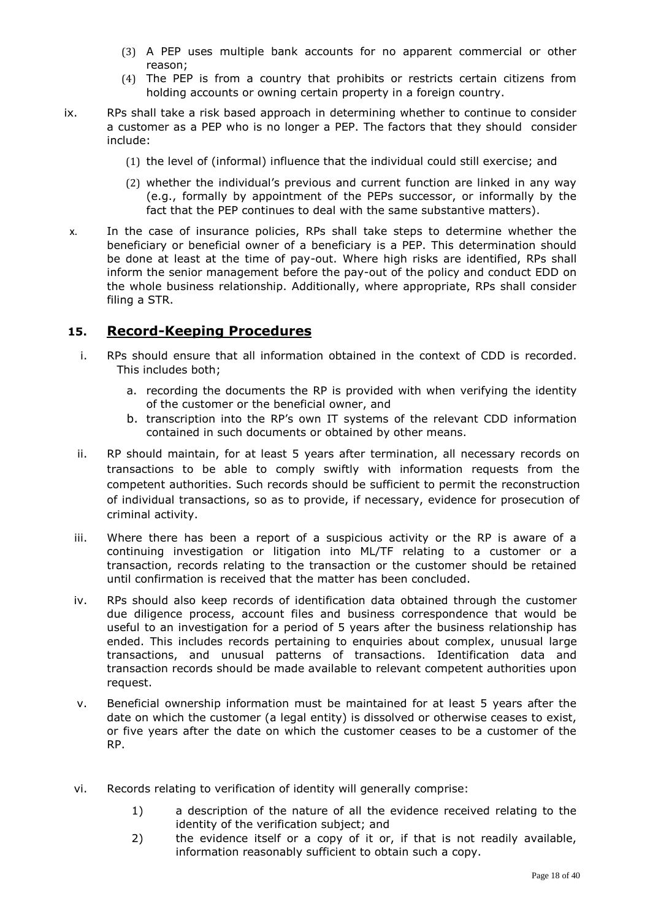(3) A PEP uses multiple bank accounts for no apparent commercial or other reason;

(4) The PEP is from a country that prohibits or restricts certain citizens from holding accounts or owning certain property in a foreign country.

ix. RPs shall take a risk based approach in determining whether to continue to consider a customer as a PEP who is no longer a PEP. The factors that they should consider include:

(1) the level of (informal) influence that the individual could still exercise; and

(2) whether the individual's previous and current function are linked in any way (e.g., formally by appointment of the PEPs successor, or informally by the fact that the PEP continues to deal with the same substantive matters).

x. In the case of insurance policies, RPs shall take steps to determine whether the beneficiary or beneficial owner of a beneficiary is a PEP. This determination should be done at least at the time of pay-out. Where high risks are identified, RPs shall inform the senior management before the pay-out of the policy and conduct EDD on the whole business relationship. Additionally, where appropriate, RPs shall consider filing a STR.

## 15. Record-Keeping Procedures

i. RPs should ensure that all information obtained in the context of CDD is recorded. This includes both;

   a. recording the documents the RP is provided with when verifying the identity of the customer or the beneficial owner, and
   b. transcription into the RP's own IT systems of the relevant CDD information contained in such documents or obtained by other means.

ii. RP should maintain, for at least 5 years after termination, all necessary records on transactions to be able to comply swiftly with information requests from the competent authorities. Such records should be sufficient to permit the reconstruction of individual transactions, so as to provide, if necessary, evidence for prosecution of criminal activity.

iii. Where there has been a report of a suspicious activity or the RP is aware of a continuing investigation or litigation into ML/TF relating to a customer or a transaction, records relating to the transaction or the customer should be retained until confirmation is received that the matter has been concluded.

iv. RPs should also keep records of identification data obtained through the customer due diligence process, account files and business correspondence that would be useful to an investigation for a period of 5 years after the business relationship has ended. This includes records pertaining to enquiries about complex, unusual large transactions, and unusual patterns of transactions. Identification data and transaction records should be made available to relevant competent authorities upon request.

v. Beneficial ownership information must be maintained for at least 5 years after the date on which the customer (a legal entity) is dissolved or otherwise ceases to exist, or five years after the date on which the customer ceases to be a customer of the RP.

vi. Records relating to verification of identity will generally comprise:

   1) a description of the nature of all the evidence received relating to the identity of the verification subject; and
   2) the evidence itself or a copy of it or, if that is not readily available, information reasonably sufficient to obtain such a copy.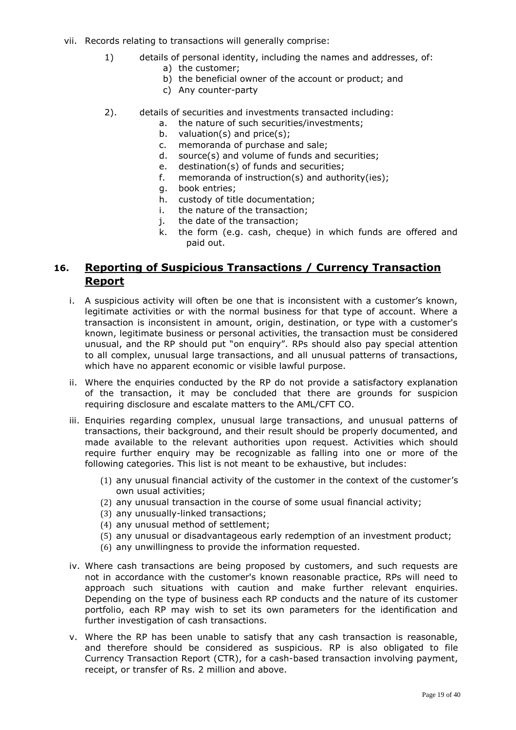vii. Records relating to transactions will generally comprise:

   1) details of personal identity, including the names and addresses, of:
      a) the customer;
      b) the beneficial owner of the account or product; and
      c) Any counter-party

   2). details of securities and investments transacted including:
      a. the nature of such securities/investments;
      b. valuation(s) and price(s);
      c. memoranda of purchase and sale;
      d. source(s) and volume of funds and securities;
      e. destination(s) of funds and securities;
      f. memoranda of instruction(s) and authority(ies);
      g. book entries;
      h. custody of title documentation;
      i. the nature of the transaction;
      j. the date of the transaction;
      k. the form (e.g. cash, cheque) in which funds are offered and paid out.

## 16. Reporting of Suspicious Transactions / Currency Transaction Report

i. A suspicious activity will often be one that is inconsistent with a customer's known, legitimate activities or with the normal business for that type of account. Where a transaction is inconsistent in amount, origin, destination, or type with a customer's known, legitimate business or personal activities, the transaction must be considered unusual, and the RP should put "on enquiry". RPs should also pay special attention to all complex, unusual large transactions, and all unusual patterns of transactions, which have no apparent economic or visible lawful purpose.

ii. Where the enquiries conducted by the RP do not provide a satisfactory explanation of the transaction, it may be concluded that there are grounds for suspicion requiring disclosure and escalate matters to the AML/CFT CO.

iii. Enquiries regarding complex, unusual large transactions, and unusual patterns of transactions, their background, and their result should be properly documented, and made available to the relevant authorities upon request. Activities which should require further enquiry may be recognizable as falling into one or more of the following categories. This list is not meant to be exhaustive, but includes:

   (1) any unusual financial activity of the customer in the context of the customer's own usual activities;
   (2) any unusual transaction in the course of some usual financial activity;
   (3) any unusually-linked transactions;
   (4) any unusual method of settlement;
   (5) any unusual or disadvantageous early redemption of an investment product;
   (6) any unwillingness to provide the information requested.

iv. Where cash transactions are being proposed by customers, and such requests are not in accordance with the customer's known reasonable practice, RPs will need to approach such situations with caution and make further relevant enquiries. Depending on the type of business each RP conducts and the nature of its customer portfolio, each RP may wish to set its own parameters for the identification and further investigation of cash transactions.

v. Where the RP has been unable to satisfy that any cash transaction is reasonable, and therefore should be considered as suspicious. RP is also obligated to file Currency Transaction Report (CTR), for a cash-based transaction involving payment, receipt, or transfer of Rs. 2 million and above.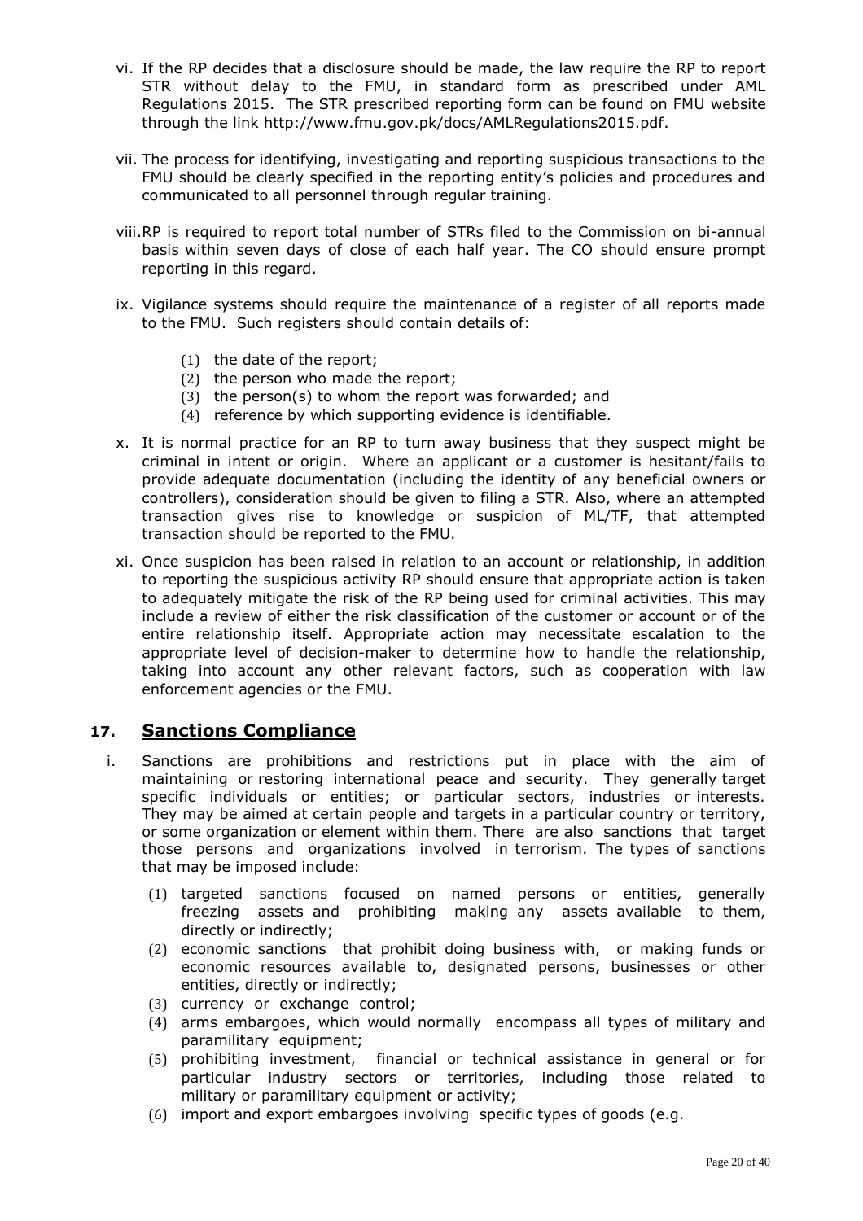vi. If the RP decides that a disclosure should be made, the law require the RP to report STR without delay to the FMU, in standard form as prescribed under AML Regulations 2015. The STR prescribed reporting form can be found on FMU website through the link http://www.fmu.gov.pk/docs/AMLRegulations2015.pdf.

vii. The process for identifying, investigating and reporting suspicious transactions to the FMU should be clearly specified in the reporting entity's policies and procedures and communicated to all personnel through regular training.

viii. RP is required to report total number of STRs filed to the Commission on bi-annual basis within seven days of close of each half year. The CO should ensure prompt reporting in this regard.

ix. Vigilance systems should require the maintenance of a register of all reports made to the FMU. Such registers should contain details of:

   (1) the date of the report;
   (2) the person who made the report;
   (3) the person(s) to whom the report was forwarded; and
   (4) reference by which supporting evidence is identifiable.

x. It is normal practice for an RP to turn away business that they suspect might be criminal in intent or origin. Where an applicant or a customer is hesitant/fails to provide adequate documentation (including the identity of any beneficial owners or controllers), consideration should be given to filing a STR. Also, where an attempted transaction gives rise to knowledge or suspicion of ML/TF, that attempted transaction should be reported to the FMU.

xi. Once suspicion has been raised in relation to an account or relationship, in addition to reporting the suspicious activity RP should ensure that appropriate action is taken to adequately mitigate the risk of the RP being used for criminal activities. This may include a review of either the risk classification of the customer or account or of the entire relationship itself. Appropriate action may necessitate escalation to the appropriate level of decision-maker to determine how to handle the relationship, taking into account any other relevant factors, such as cooperation with law enforcement agencies or the FMU.

## 17. Sanctions Compliance

i. Sanctions are prohibitions and restrictions put in place with the aim of maintaining or restoring international peace and security. They generally target specific individuals or entities; or particular sectors, industries or interests. They may be aimed at certain people and targets in a particular country or territory, or some organization or element within them. There are also sanctions that target those persons and organizations involved in terrorism. The types of sanctions that may be imposed include:

   (1) targeted sanctions focused on named persons or entities, generally freezing assets and prohibiting making any assets available to them, directly or indirectly;
   (2) economic sanctions that prohibit doing business with, or making funds or economic resources available to, designated persons, businesses or other entities, directly or indirectly;
   (3) currency or exchange control;
   (4) arms embargoes, which would normally encompass all types of military and paramilitary equipment;
   (5) prohibiting investment, financial or technical assistance in general or for particular industry sectors or territories, including those related to military or paramilitary equipment or activity;
   (6) import and export embargoes involving specific types of goods (e.g.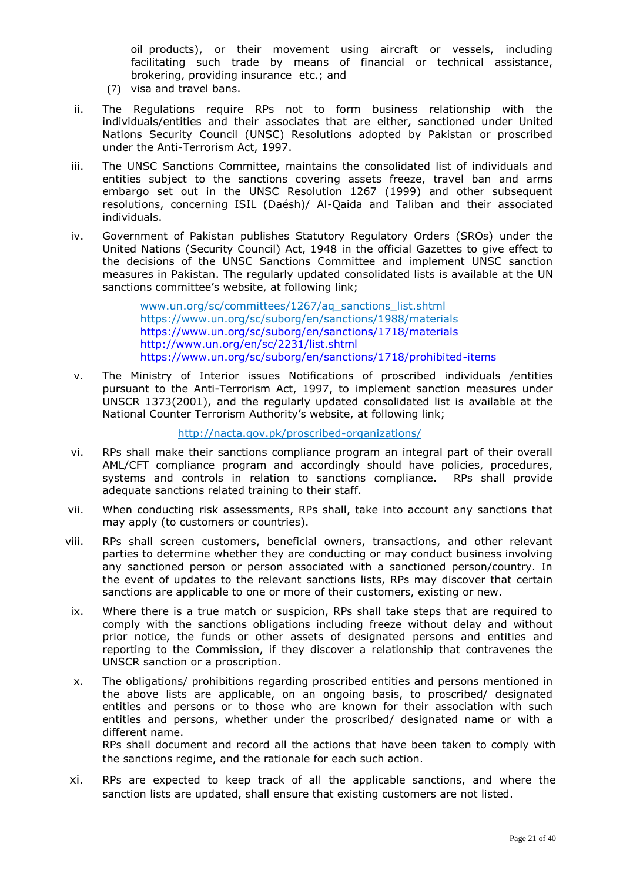oil products), or their movement using aircraft or vessels, including facilitating such trade by means of financial or technical assistance, brokering, providing insurance etc.; and

(7) visa and travel bans.

ii. The Regulations require RPs not to form business relationship with the individuals/entities and their associates that are either, sanctioned under United Nations Security Council (UNSC) Resolutions adopted by Pakistan or proscribed under the Anti-Terrorism Act, 1997.

iii. The UNSC Sanctions Committee, maintains the consolidated list of individuals and entities subject to the sanctions covering assets freeze, travel ban and arms embargo set out in the UNSC Resolution 1267 (1999) and other subsequent resolutions, concerning ISIL (Daésh)/ Al-Qaida and Taliban and their associated individuals.

iv. Government of Pakistan publishes Statutory Regulatory Orders (SROs) under the United Nations (Security Council) Act, 1948 in the official Gazettes to give effect to the decisions of the UNSC Sanctions Committee and implement UNSC sanction measures in Pakistan. The regularly updated consolidated lists is available at the UN sanctions committee's website, at following link;

   www.un.org/sc/committees/1267/aq_sanctions_list.shtml
   https://www.un.org/sc/suborg/en/sanctions/1988/materials
   https://www.un.org/sc/suborg/en/sanctions/1718/materials
   http://www.un.org/en/sc/2231/list.shtml
   https://www.un.org/sc/suborg/en/sanctions/1718/prohibited-items

v. The Ministry of Interior issues Notifications of proscribed individuals /entities pursuant to the Anti-Terrorism Act, 1997, to implement sanction measures under UNSCR 1373(2001), and the regularly updated consolidated list is available at the National Counter Terrorism Authority's website, at following link;

   http://nacta.gov.pk/proscribed-organizations/

vi. RPs shall make their sanctions compliance program an integral part of their overall AML/CFT compliance program and accordingly should have policies, procedures, systems and controls in relation to sanctions compliance. RPs shall provide adequate sanctions related training to their staff.

vii. When conducting risk assessments, RPs shall, take into account any sanctions that may apply (to customers or countries).

viii. RPs shall screen customers, beneficial owners, transactions, and other relevant parties to determine whether they are conducting or may conduct business involving any sanctioned person or person associated with a sanctioned person/country. In the event of updates to the relevant sanctions lists, RPs may discover that certain sanctions are applicable to one or more of their customers, existing or new.

ix. Where there is a true match or suspicion, RPs shall take steps that are required to comply with the sanctions obligations including freeze without delay and without prior notice, the funds or other assets of designated persons and entities and reporting to the Commission, if they discover a relationship that contravenes the UNSCR sanction or a proscription.

x. The obligations/ prohibitions regarding proscribed entities and persons mentioned in the above lists are applicable, on an ongoing basis, to proscribed/ designated entities and persons or to those who are known for their association with such entities and persons, whether under the proscribed/ designated name or with a different name.
   RPs shall document and record all the actions that have been taken to comply with the sanctions regime, and the rationale for each such action.

xi. RPs are expected to keep track of all the applicable sanctions, and where the sanction lists are updated, shall ensure that existing customers are not listed.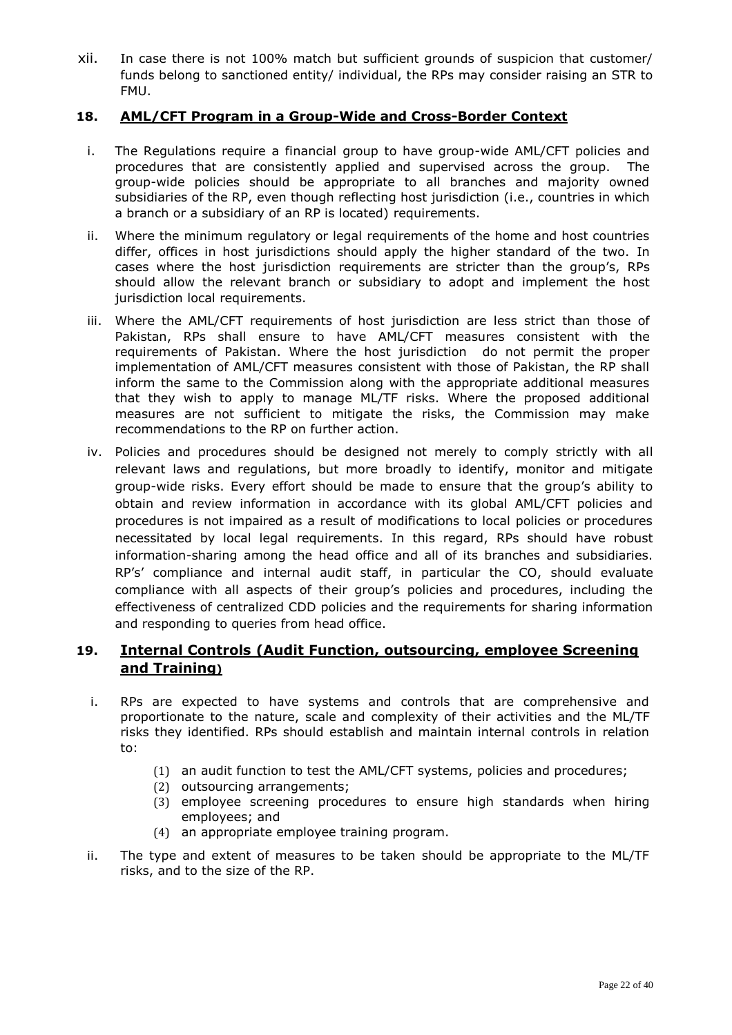xii. In case there is not 100% match but sufficient grounds of suspicion that customer/ funds belong to sanctioned entity/ individual, the RPs may consider raising an STR to FMU.

## 18. AML/CFT Program in a Group-Wide and Cross-Border Context

i. The Regulations require a financial group to have group-wide AML/CFT policies and procedures that are consistently applied and supervised across the group. The group-wide policies should be appropriate to all branches and majority owned subsidiaries of the RP, even though reflecting host jurisdiction (i.e., countries in which a branch or a subsidiary of an RP is located) requirements.

ii. Where the minimum regulatory or legal requirements of the home and host countries differ, offices in host jurisdictions should apply the higher standard of the two. In cases where the host jurisdiction requirements are stricter than the group's, RPs should allow the relevant branch or subsidiary to adopt and implement the host jurisdiction local requirements.

iii. Where the AML/CFT requirements of host jurisdiction are less strict than those of Pakistan, RPs shall ensure to have AML/CFT measures consistent with the requirements of Pakistan. Where the host jurisdiction do not permit the proper implementation of AML/CFT measures consistent with those of Pakistan, the RP shall inform the same to the Commission along with the appropriate additional measures that they wish to apply to manage ML/TF risks. Where the proposed additional measures are not sufficient to mitigate the risks, the Commission may make recommendations to the RP on further action.

iv. Policies and procedures should be designed not merely to comply strictly with all relevant laws and regulations, but more broadly to identify, monitor and mitigate group-wide risks. Every effort should be made to ensure that the group's ability to obtain and review information in accordance with its global AML/CFT policies and procedures is not impaired as a result of modifications to local policies or procedures necessitated by local legal requirements. In this regard, RPs should have robust information-sharing among the head office and all of its branches and subsidiaries. RP's' compliance and internal audit staff, in particular the CO, should evaluate compliance with all aspects of their group's policies and procedures, including the effectiveness of centralized CDD policies and the requirements for sharing information and responding to queries from head office.

## 19. Internal Controls (Audit Function, outsourcing, employee Screening and Training)

i. RPs are expected to have systems and controls that are comprehensive and proportionate to the nature, scale and complexity of their activities and the ML/TF risks they identified. RPs should establish and maintain internal controls in relation to:

   (1) an audit function to test the AML/CFT systems, policies and procedures;
   (2) outsourcing arrangements;
   (3) employee screening procedures to ensure high standards when hiring employees; and
   (4) an appropriate employee training program.

ii. The type and extent of measures to be taken should be appropriate to the ML/TF risks, and to the size of the RP.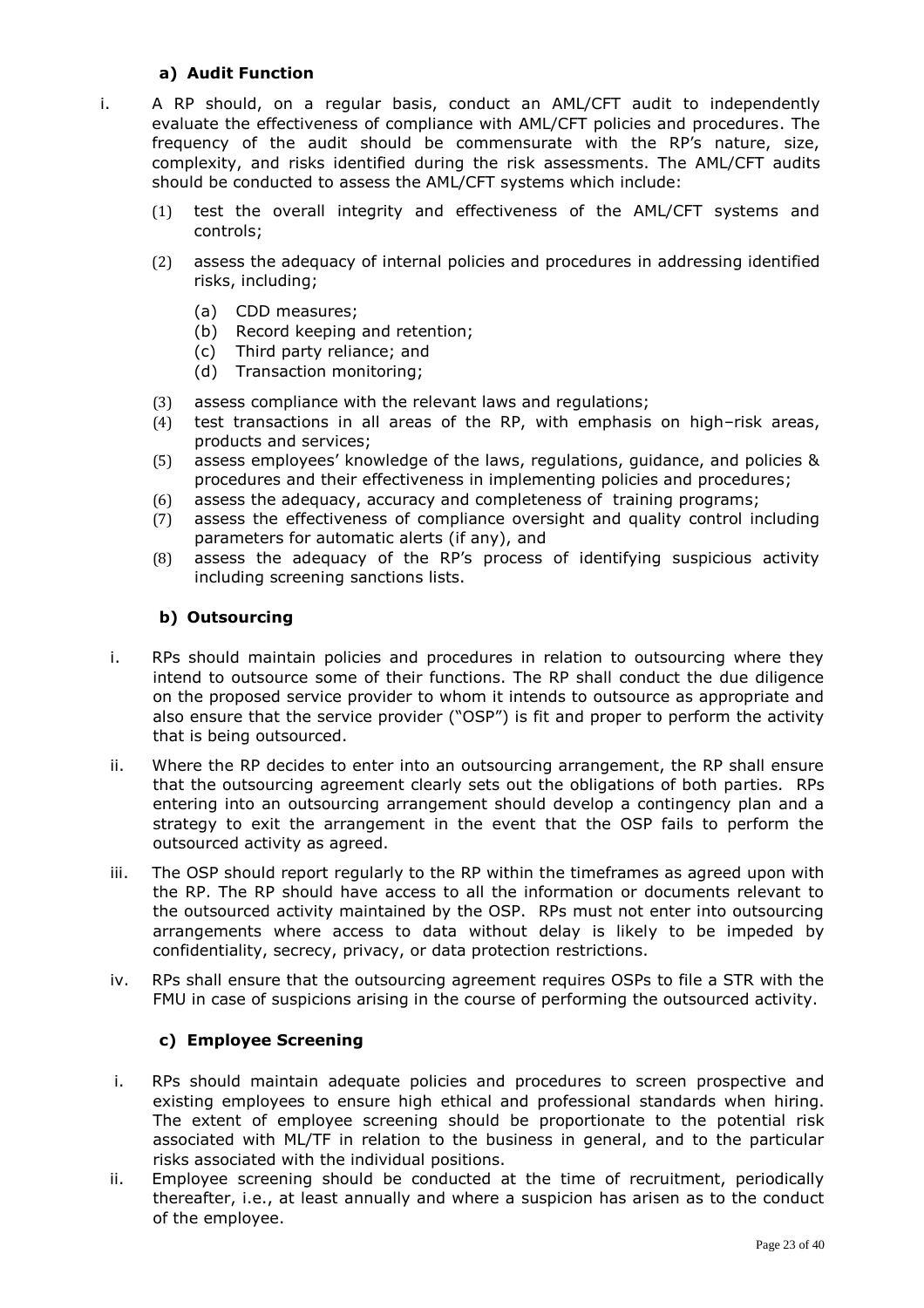### a) Audit Function

i. A RP should, on a regular basis, conduct an AML/CFT audit to independently evaluate the effectiveness of compliance with AML/CFT policies and procedures. The frequency of the audit should be commensurate with the RP's nature, size, complexity, and risks identified during the risk assessments. The AML/CFT audits should be conducted to assess the AML/CFT systems which include:

   (1) test the overall integrity and effectiveness of the AML/CFT systems and controls;

   (2) assess the adequacy of internal policies and procedures in addressing identified risks, including;

      (a) CDD measures;
      (b) Record keeping and retention;
      (c) Third party reliance; and
      (d) Transaction monitoring;

   (3) assess compliance with the relevant laws and regulations;
   (4) test transactions in all areas of the RP, with emphasis on high–risk areas, products and services;
   (5) assess employees' knowledge of the laws, regulations, guidance, and policies & procedures and their effectiveness in implementing policies and procedures;
   (6) assess the adequacy, accuracy and completeness of training programs;
   (7) assess the effectiveness of compliance oversight and quality control including parameters for automatic alerts (if any), and
   (8) assess the adequacy of the RP's process of identifying suspicious activity including screening sanctions lists.

### b) Outsourcing

i. RPs should maintain policies and procedures in relation to outsourcing where they intend to outsource some of their functions. The RP shall conduct the due diligence on the proposed service provider to whom it intends to outsource as appropriate and also ensure that the service provider ("OSP") is fit and proper to perform the activity that is being outsourced.

ii. Where the RP decides to enter into an outsourcing arrangement, the RP shall ensure that the outsourcing agreement clearly sets out the obligations of both parties. RPs entering into an outsourcing arrangement should develop a contingency plan and a strategy to exit the arrangement in the event that the OSP fails to perform the outsourced activity as agreed.

iii. The OSP should report regularly to the RP within the timeframes as agreed upon with the RP. The RP should have access to all the information or documents relevant to the outsourced activity maintained by the OSP. RPs must not enter into outsourcing arrangements where access to data without delay is likely to be impeded by confidentiality, secrecy, privacy, or data protection restrictions.

iv. RPs shall ensure that the outsourcing agreement requires OSPs to file a STR with the FMU in case of suspicions arising in the course of performing the outsourced activity.

### c) Employee Screening

i. RPs should maintain adequate policies and procedures to screen prospective and existing employees to ensure high ethical and professional standards when hiring. The extent of employee screening should be proportionate to the potential risk associated with ML/TF in relation to the business in general, and to the particular risks associated with the individual positions.

ii. Employee screening should be conducted at the time of recruitment, periodically thereafter, i.e., at least annually and where a suspicion has arisen as to the conduct of the employee.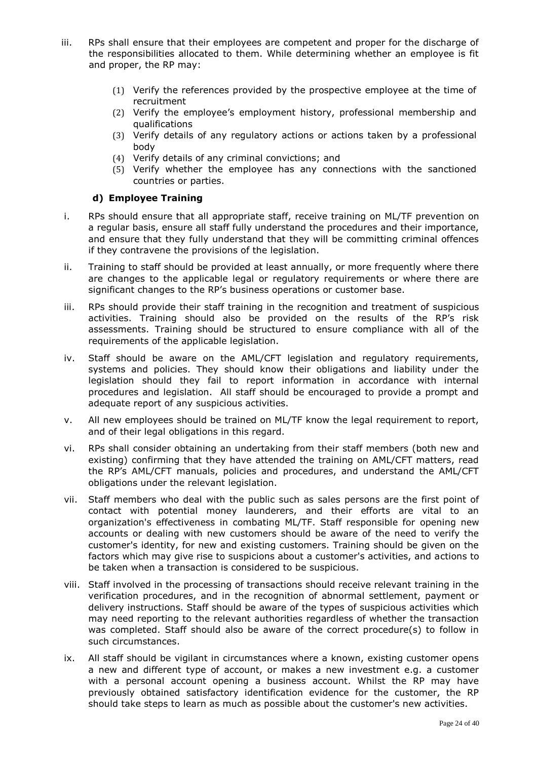iii. RPs shall ensure that their employees are competent and proper for the discharge of the responsibilities allocated to them. While determining whether an employee is fit and proper, the RP may:

   (1) Verify the references provided by the prospective employee at the time of recruitment
   (2) Verify the employee's employment history, professional membership and qualifications
   (3) Verify details of any regulatory actions or actions taken by a professional body
   (4) Verify details of any criminal convictions; and
   (5) Verify whether the employee has any connections with the sanctioned countries or parties.

### d) Employee Training

i. RPs should ensure that all appropriate staff, receive training on ML/TF prevention on a regular basis, ensure all staff fully understand the procedures and their importance, and ensure that they fully understand that they will be committing criminal offences if they contravene the provisions of the legislation.

ii. Training to staff should be provided at least annually, or more frequently where there are changes to the applicable legal or regulatory requirements or where there are significant changes to the RP's business operations or customer base.

iii. RPs should provide their staff training in the recognition and treatment of suspicious activities. Training should also be provided on the results of the RP's risk assessments. Training should be structured to ensure compliance with all of the requirements of the applicable legislation.

iv. Staff should be aware on the AML/CFT legislation and regulatory requirements, systems and policies. They should know their obligations and liability under the legislation should they fail to report information in accordance with internal procedures and legislation. All staff should be encouraged to provide a prompt and adequate report of any suspicious activities.

v. All new employees should be trained on ML/TF know the legal requirement to report, and of their legal obligations in this regard.

vi. RPs shall consider obtaining an undertaking from their staff members (both new and existing) confirming that they have attended the training on AML/CFT matters, read the RP's AML/CFT manuals, policies and procedures, and understand the AML/CFT obligations under the relevant legislation.

vii. Staff members who deal with the public such as sales persons are the first point of contact with potential money launderers, and their efforts are vital to an organization's effectiveness in combating ML/TF. Staff responsible for opening new accounts or dealing with new customers should be aware of the need to verify the customer's identity, for new and existing customers. Training should be given on the factors which may give rise to suspicions about a customer's activities, and actions to be taken when a transaction is considered to be suspicious.

viii. Staff involved in the processing of transactions should receive relevant training in the verification procedures, and in the recognition of abnormal settlement, payment or delivery instructions. Staff should be aware of the types of suspicious activities which may need reporting to the relevant authorities regardless of whether the transaction was completed. Staff should also be aware of the correct procedure(s) to follow in such circumstances.

ix. All staff should be vigilant in circumstances where a known, existing customer opens a new and different type of account, or makes a new investment e.g. a customer with a personal account opening a business account. Whilst the RP may have previously obtained satisfactory identification evidence for the customer, the RP should take steps to learn as much as possible about the customer's new activities.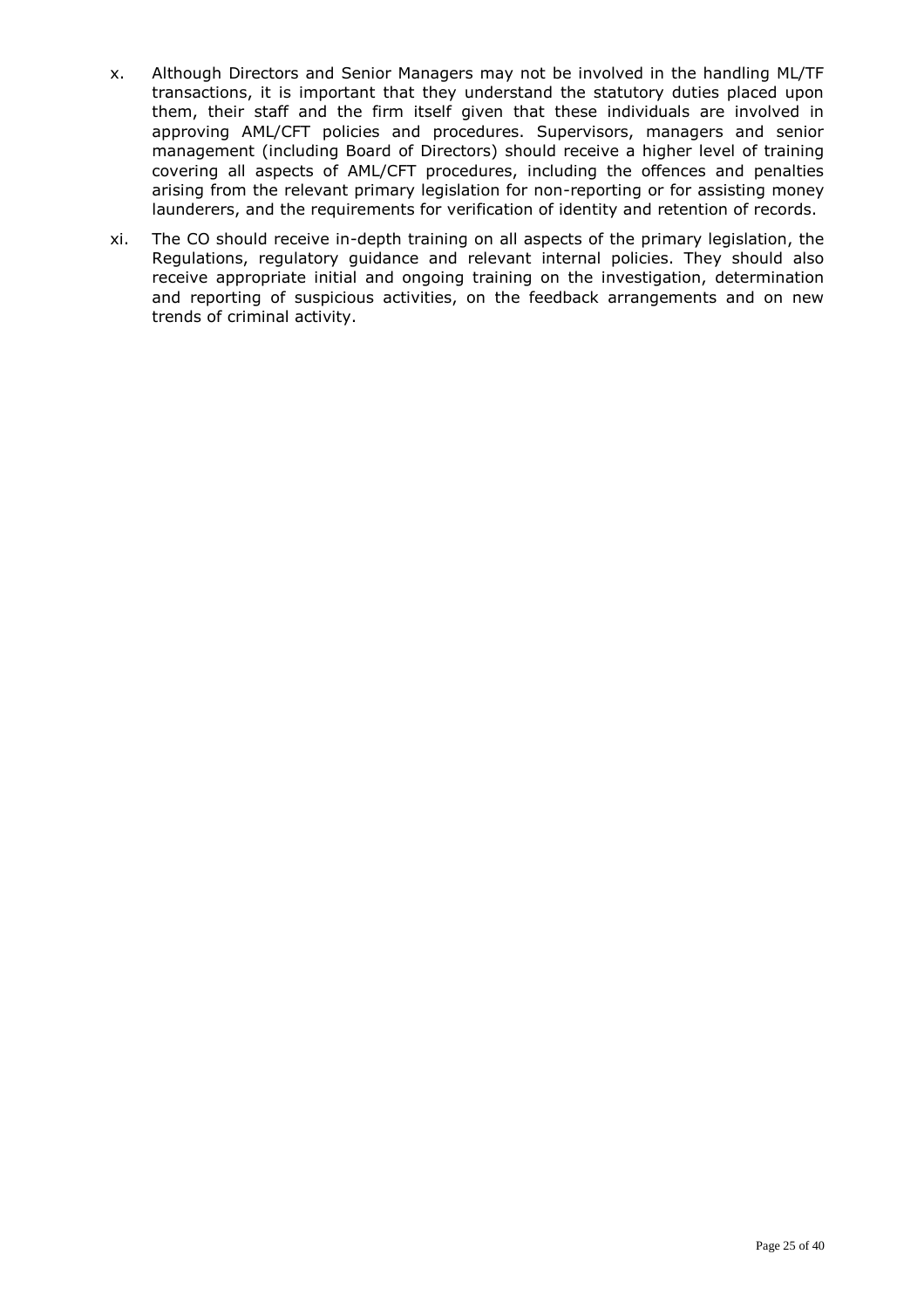x. Although Directors and Senior Managers may not be involved in the handling ML/TF transactions, it is important that they understand the statutory duties placed upon them, their staff and the firm itself given that these individuals are involved in approving AML/CFT policies and procedures. Supervisors, managers and senior management (including Board of Directors) should receive a higher level of training covering all aspects of AML/CFT procedures, including the offences and penalties arising from the relevant primary legislation for non-reporting or for assisting money launderers, and the requirements for verification of identity and retention of records.

xi. The CO should receive in-depth training on all aspects of the primary legislation, the Regulations, regulatory guidance and relevant internal policies. They should also receive appropriate initial and ongoing training on the investigation, determination and reporting of suspicious activities, on the feedback arrangements and on new trends of criminal activity.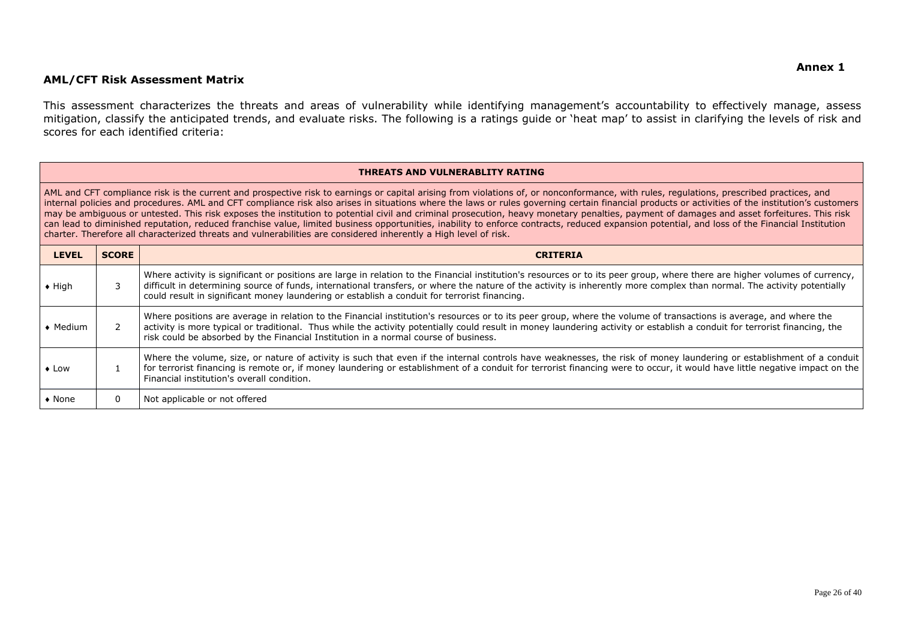**Annex 1**

## AML/CFT Risk Assessment Matrix

This assessment characterizes the threats and areas of vulnerability while identifying management's accountability to effectively manage, assess mitigation, classify the anticipated trends, and evaluate risks. The following is a ratings guide or 'heat map' to assist in clarifying the levels of risk and scores for each identified criteria:

| THREATS AND VULNERABLITY RATING | | |
|---|---|---|
| AML and CFT compliance risk is the current and prospective risk to earnings or capital arising from violations of, or nonconformance, with rules, regulations, prescribed practices, and internal policies and procedures. AML and CFT compliance risk also arises in situations where the laws or rules governing certain financial products or activities of the institution's customers may be ambiguous or untested. This risk exposes the institution to potential civil and criminal prosecution, heavy monetary penalties, payment of damages and asset forfeitures. This risk can lead to diminished reputation, reduced franchise value, limited business opportunities, inability to enforce contracts, reduced expansion potential, and loss of the Financial Institution charter. Therefore all characterized threats and vulnerabilities are considered inherently a High level of risk. | | |
| **LEVEL** | **SCORE** | **CRITERIA** |
| ♦ High | 3 | Where activity is significant or positions are large in relation to the Financial institution's resources or to its peer group, where there are higher volumes of currency, difficult in determining source of funds, international transfers, or where the nature of the activity is inherently more complex than normal. The activity potentially could result in significant money laundering or establish a conduit for terrorist financing. |
| ♦ Medium | 2 | Where positions are average in relation to the Financial institution's resources or to its peer group, where the volume of transactions is average, and where the activity is more typical or traditional. Thus while the activity potentially could result in money laundering activity or establish a conduit for terrorist financing, the risk could be absorbed by the Financial Institution in a normal course of business. |
| ♦ Low | 1 | Where the volume, size, or nature of activity is such that even if the internal controls have weaknesses, the risk of money laundering or establishment of a conduit for terrorist financing is remote or, if money laundering or establishment of a conduit for terrorist financing were to occur, it would have little negative impact on the Financial institution's overall condition. |
| ♦ None | 0 | Not applicable or not offered |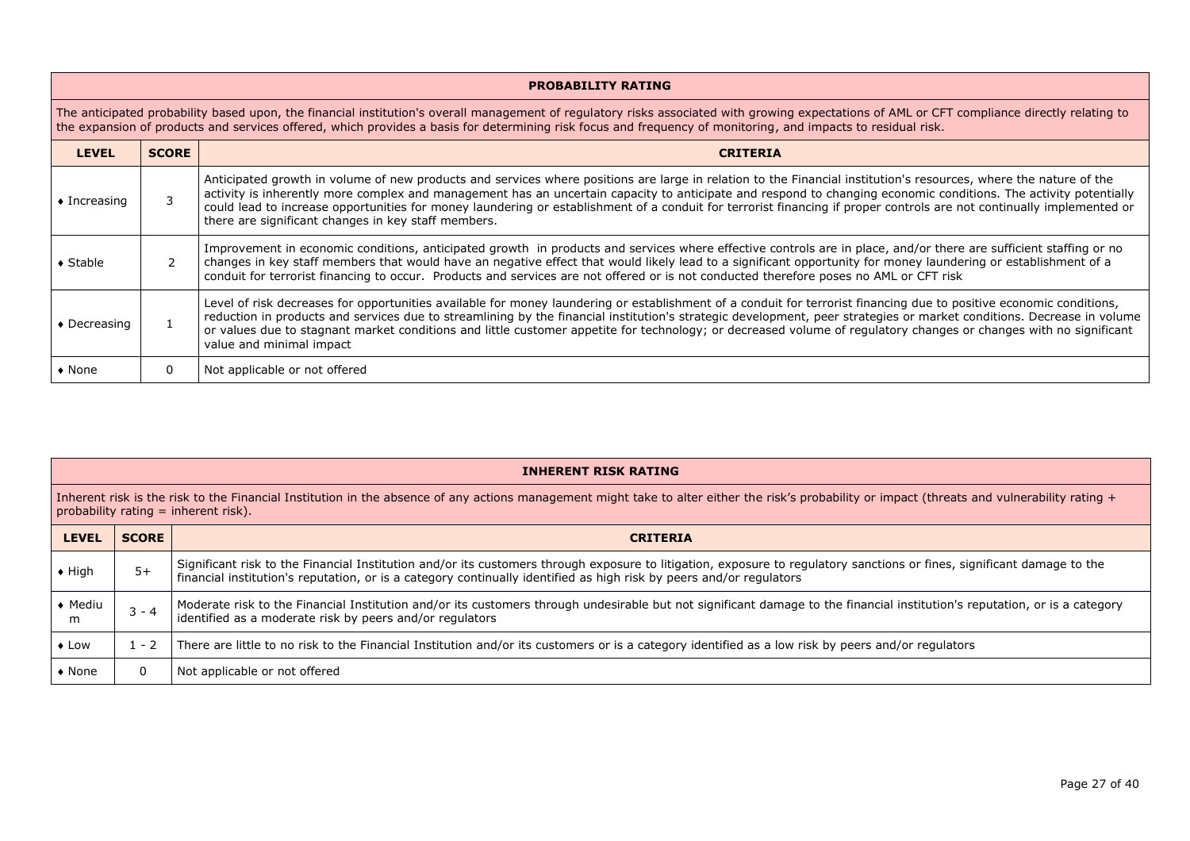## PROBABILITY RATING

The anticipated probability based upon, the financial institution's overall management of regulatory risks associated with growing expectations of AML or CFT compliance directly relating to the expansion of products and services offered, which provides a basis for determining risk focus and frequency of monitoring, and impacts to residual risk.

| LEVEL | SCORE | CRITERIA |
|---|---|---|
| ♦ Increasing | 3 | Anticipated growth in volume of new products and services where positions are large in relation to the Financial institution's resources, where the nature of the activity is inherently more complex and management has an uncertain capacity to anticipate and respond to changing economic conditions. The activity potentially could lead to increase opportunities for money laundering or establishment of a conduit for terrorist financing if proper controls are not continually implemented or there are significant changes in key staff members. |
| ♦ Stable | 2 | Improvement in economic conditions, anticipated growth in products and services where effective controls are in place, and/or there are sufficient staffing or no changes in key staff members that would have an negative effect that would likely lead to a significant opportunity for money laundering or establishment of a conduit for terrorist financing to occur. Products and services are not offered or is not conducted therefore poses no AML or CFT risk |
| ♦ Decreasing | 1 | Level of risk decreases for opportunities available for money laundering or establishment of a conduit for terrorist financing due to positive economic conditions, reduction in products and services due to streamlining by the financial institution's strategic development, peer strategies or market conditions. Decrease in volume or values due to stagnant market conditions and little customer appetite for technology; or decreased volume of regulatory changes or changes with no significant value and minimal impact |
| ♦ None | 0 | Not applicable or not offered |

## INHERENT RISK RATING

Inherent risk is the risk to the Financial Institution in the absence of any actions management might take to alter either the risk's probability or impact (threats and vulnerability rating + probability rating = inherent risk).

| LEVEL | SCORE | CRITERIA |
|---|---|---|
| ♦ High | 5+ | Significant risk to the Financial Institution and/or its customers through exposure to litigation, exposure to regulatory sanctions or fines, significant damage to the financial institution's reputation, or is a category continually identified as high risk by peers and/or regulators |
| ♦ Medium | 3 - 4 | Moderate risk to the Financial Institution and/or its customers through undesirable but not significant damage to the financial institution's reputation, or is a category identified as a moderate risk by peers and/or regulators |
| ♦ Low | 1 - 2 | There are little to no risk to the Financial Institution and/or its customers or is a category identified as a low risk by peers and/or regulators |
| ♦ None | 0 | Not applicable or not offered |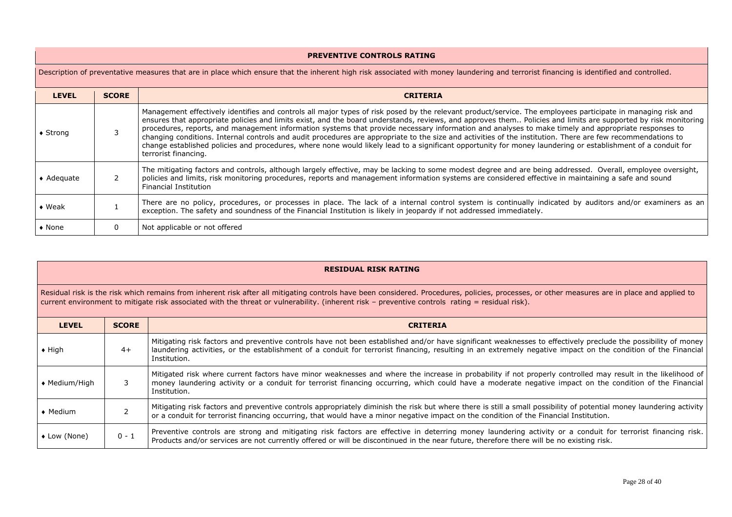| PREVENTIVE CONTROLS RATING | | |
|---|---|---|
| Description of preventative measures that are in place which ensure that the inherent high risk associated with money laundering and terrorist financing is identified and controlled. | | |
| **LEVEL** | **SCORE** | **CRITERIA** |
| ♦ Strong | 3 | Management effectively identifies and controls all major types of risk posed by the relevant product/service. The employees participate in managing risk and ensures that appropriate policies and limits exist, and the board understands, reviews, and approves them.. Policies and limits are supported by risk monitoring procedures, reports, and management information systems that provide necessary information and analyses to make timely and appropriate responses to changing conditions. Internal controls and audit procedures are appropriate to the size and activities of the institution. There are few recommendations to change established policies and procedures, where none would likely lead to a significant opportunity for money laundering or establishment of a conduit for terrorist financing. |
| ♦ Adequate | 2 | The mitigating factors and controls, although largely effective, may be lacking to some modest degree and are being addressed. Overall, employee oversight, policies and limits, risk monitoring procedures, reports and management information systems are considered effective in maintaining a safe and sound Financial Institution |
| ♦ Weak | 1 | There are no policy, procedures, or processes in place. The lack of a internal control system is continually indicated by auditors and/or examiners as an exception. The safety and soundness of the Financial Institution is likely in jeopardy if not addressed immediately. |
| ♦ None | 0 | Not applicable or not offered |

| RESIDUAL RISK RATING | | |
|---|---|---|
| Residual risk is the risk which remains from inherent risk after all mitigating controls have been considered. Procedures, policies, processes, or other measures are in place and applied to current environment to mitigate risk associated with the threat or vulnerability. (inherent risk – preventive controls rating = residual risk). | | |
| **LEVEL** | **SCORE** | **CRITERIA** |
| ♦ High | 4+ | Mitigating risk factors and preventive controls have not been established and/or have significant weaknesses to effectively preclude the possibility of money laundering activities, or the establishment of a conduit for terrorist financing, resulting in an extremely negative impact on the condition of the Financial Institution. |
| ♦ Medium/High | 3 | Mitigated risk where current factors have minor weaknesses and where the increase in probability if not properly controlled may result in the likelihood of money laundering activity or a conduit for terrorist financing occurring, which could have a moderate negative impact on the condition of the Financial Institution. |
| ♦ Medium | 2 | Mitigating risk factors and preventive controls appropriately diminish the risk but where there is still a small possibility of potential money laundering activity or a conduit for terrorist financing occurring, that would have a minor negative impact on the condition of the Financial Institution. |
| ♦ Low (None) | 0 - 1 | Preventive controls are strong and mitigating risk factors are effective in deterring money laundering activity or a conduit for terrorist financing risk. Products and/or services are not currently offered or will be discontinued in the near future, therefore there will be no existing risk. |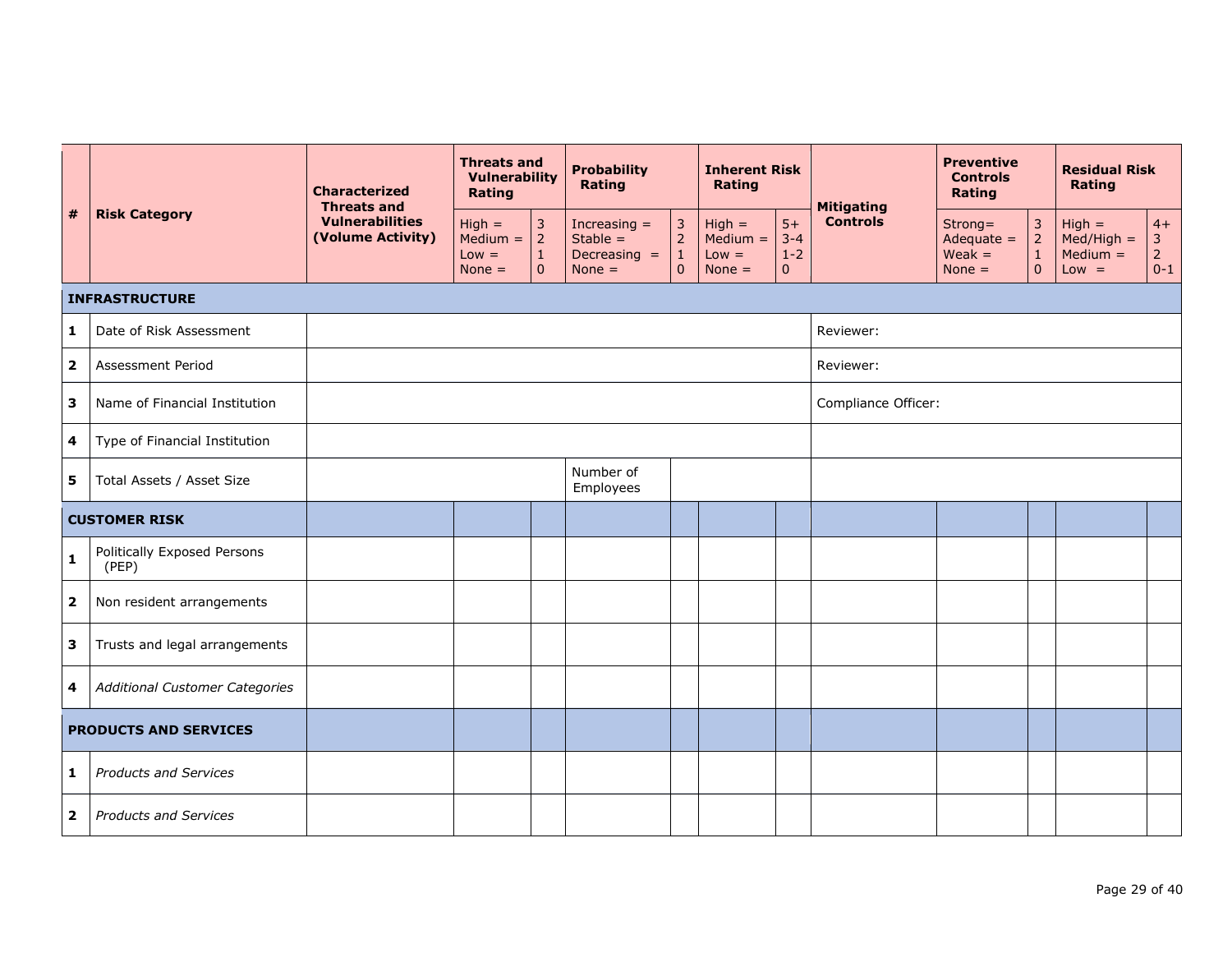| # | Risk Category | Characterized Threats and Vulnerabilities (Volume Activity) | Threats and Vulnerability Rating | | Probability Rating | | Inherent Risk Rating | | Mitigating Controls | Preventive Controls Rating | | Residual Risk Rating | |
|---|---|---|---|---|---|---|---|---|---|---|---|---|---|
| | | | High = Medium = Low = None = | 3 2 1 0 | Increasing = Stable = Decreasing = None = | 3 2 1 0 | High = Medium = Low = None = | 5+ 3-4 1-2 0 | | Strong= Adequate = Weak = None = | 3 2 1 0 | High = Med/High = Medium = Low = | 4+ 3 2 0-1 |
| **INFRASTRUCTURE** | | | | | | | | | | | | | |
| **1** | Date of Risk Assessment | | | | | | | | Reviewer: | | | | |
| **2** | Assessment Period | | | | | | | | Reviewer: | | | | |
| **3** | Name of Financial Institution | | | | | | | | Compliance Officer: | | | | |
| **4** | Type of Financial Institution | | | | | | | | | | | | |
| **5** | Total Assets / Asset Size | | | | Number of Employees | | | | | | | | |
| **CUSTOMER RISK** | | | | | | | | | | | | | |
| **1** | Politically Exposed Persons (PEP) | | | | | | | | | | | | |
| **2** | Non resident arrangements | | | | | | | | | | | | |
| **3** | Trusts and legal arrangements | | | | | | | | | | | | |
| **4** | *Additional Customer Categories* | | | | | | | | | | | | |
| **PRODUCTS AND SERVICES** | | | | | | | | | | | | | |
| **1** | *Products and Services* | | | | | | | | | | | | |
| **2** | *Products and Services* | | | | | | | | | | | | |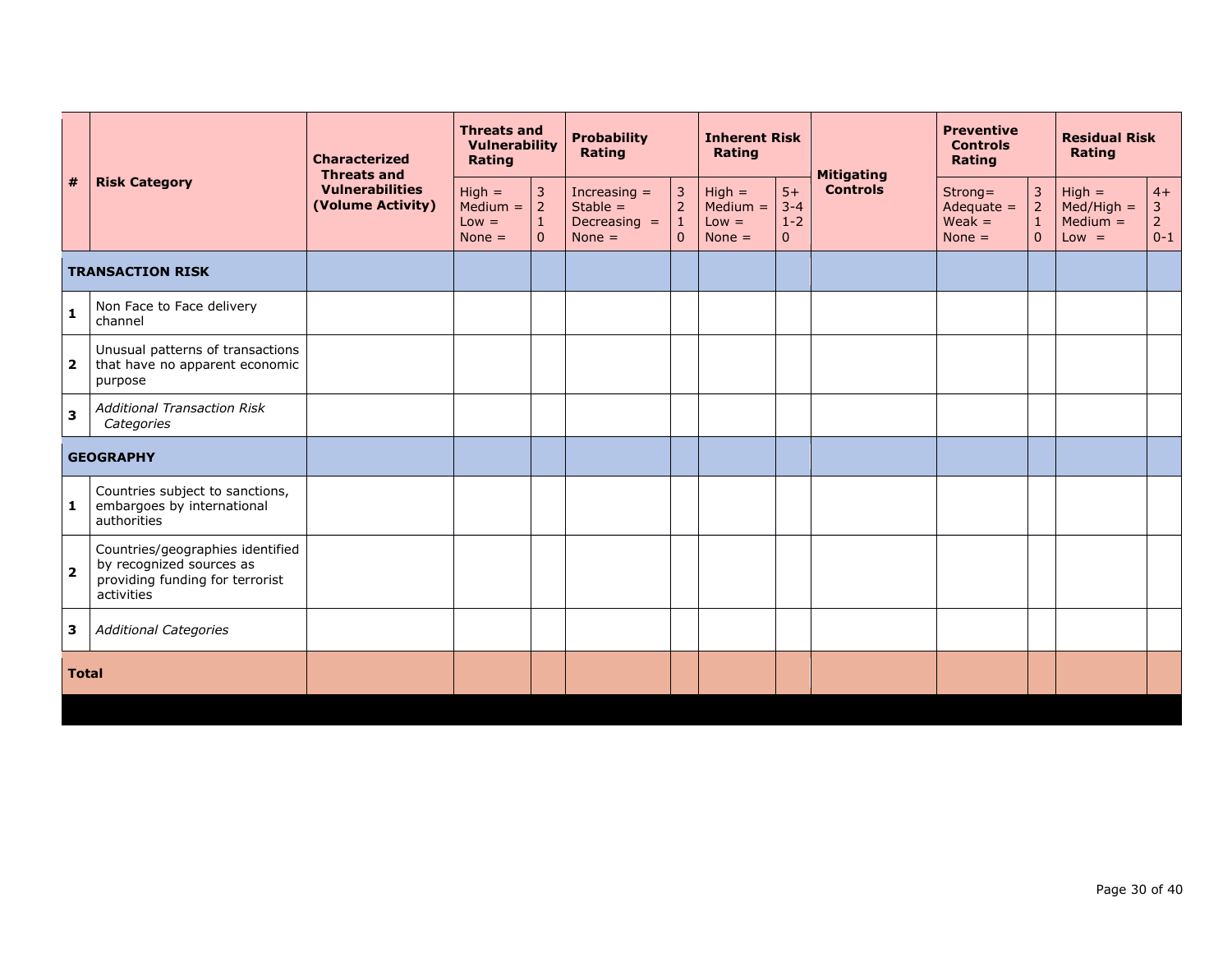| # | Risk Category | Characterized Threats and Vulnerabilities (Volume Activity) | Threats and Vulnerability Rating | | Probability Rating | | Inherent Risk Rating | | Mitigating Controls | Preventive Controls Rating | | Residual Risk Rating | |
|---|---|---|---|---|---|---|---|---|---|---|---|---|---|
| | | | High =<br>Medium =<br>Low =<br>None = | 3<br>2<br>1<br>0 | Increasing =<br>Stable =<br>Decreasing =<br>None = | 3<br>2<br>1<br>0 | High =<br>Medium =<br>Low =<br>None = | 5+<br>3-4<br>1-2<br>0 | | Strong=<br>Adequate =<br>Weak =<br>None = | 3<br>2<br>1<br>0 | High =<br>Med/High =<br>Medium =<br>Low = | 4+<br>3<br>2<br>0-1 |
| **TRANSACTION RISK** | | | | | | | | | | | | | |
| **1** | Non Face to Face delivery channel | | | | | | | | | | | | |
| **2** | Unusual patterns of transactions that have no apparent economic purpose | | | | | | | | | | | | |
| **3** | *Additional Transaction Risk Categories* | | | | | | | | | | | | |
| **GEOGRAPHY** | | | | | | | | | | | | | |
| **1** | Countries subject to sanctions, embargoes by international authorities | | | | | | | | | | | | |
| **2** | Countries/geographies identified by recognized sources as providing funding for terrorist activities | | | | | | | | | | | | |
| **3** | *Additional Categories* | | | | | | | | | | | | |
| **Total** | | | | | | | | | | | | | |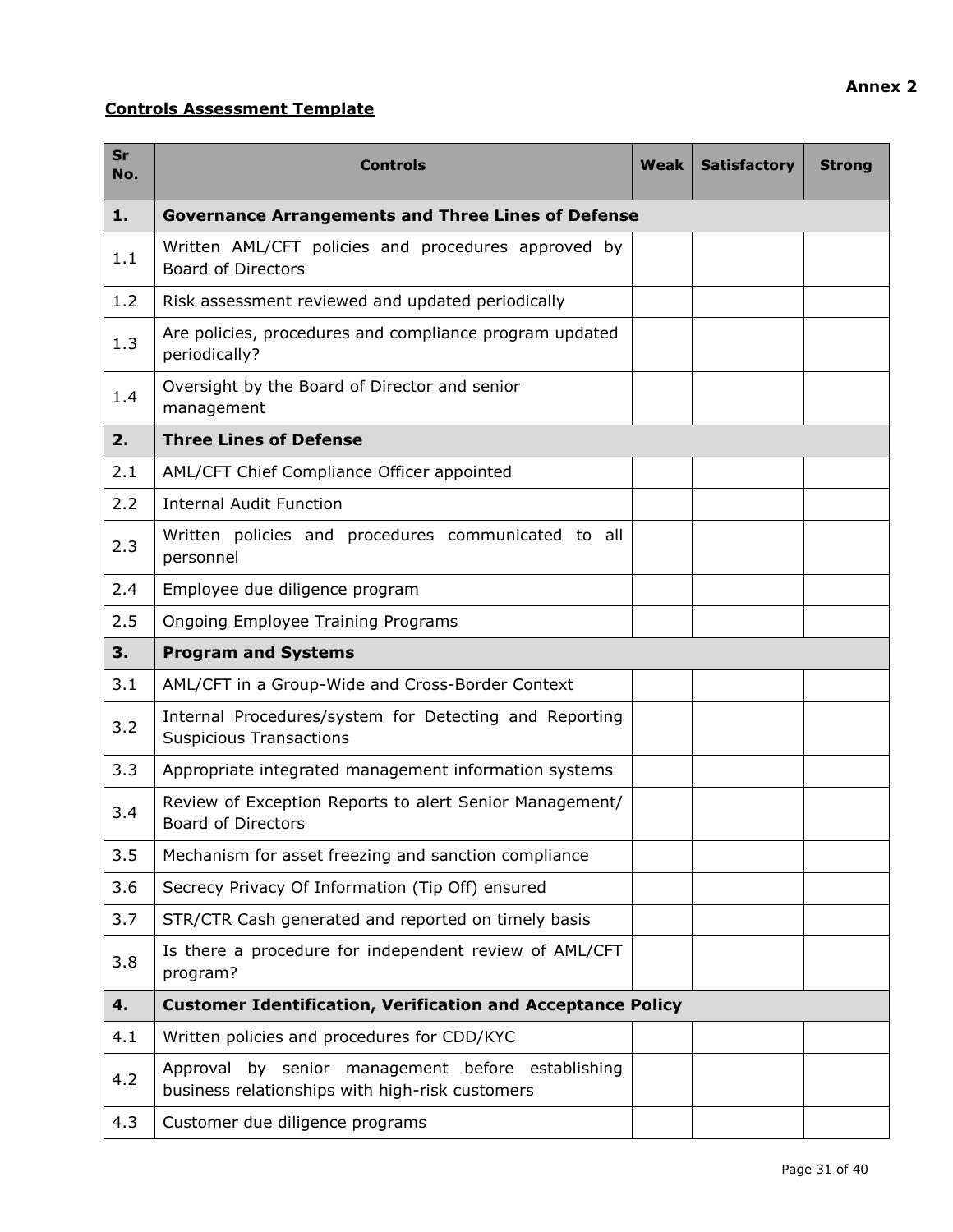**Annex 2**

**Controls Assessment Template**

| Sr No. | Controls | Weak | Satisfactory | Strong |
|---|---|---|---|---|
| **1.** | **Governance Arrangements and Three Lines of Defense** | | | |
| 1.1 | Written AML/CFT policies and procedures approved by Board of Directors | | | |
| 1.2 | Risk assessment reviewed and updated periodically | | | |
| 1.3 | Are policies, procedures and compliance program updated periodically? | | | |
| 1.4 | Oversight by the Board of Director and senior management | | | |
| **2.** | **Three Lines of Defense** | | | |
| 2.1 | AML/CFT Chief Compliance Officer appointed | | | |
| 2.2 | Internal Audit Function | | | |
| 2.3 | Written policies and procedures communicated to all personnel | | | |
| 2.4 | Employee due diligence program | | | |
| 2.5 | Ongoing Employee Training Programs | | | |
| **3.** | **Program and Systems** | | | |
| 3.1 | AML/CFT in a Group-Wide and Cross-Border Context | | | |
| 3.2 | Internal Procedures/system for Detecting and Reporting Suspicious Transactions | | | |
| 3.3 | Appropriate integrated management information systems | | | |
| 3.4 | Review of Exception Reports to alert Senior Management/ Board of Directors | | | |
| 3.5 | Mechanism for asset freezing and sanction compliance | | | |
| 3.6 | Secrecy Privacy Of Information (Tip Off) ensured | | | |
| 3.7 | STR/CTR Cash generated and reported on timely basis | | | |
| 3.8 | Is there a procedure for independent review of AML/CFT program? | | | |
| **4.** | **Customer Identification, Verification and Acceptance Policy** | | | |
| 4.1 | Written policies and procedures for CDD/KYC | | | |
| 4.2 | Approval by senior management before establishing business relationships with high-risk customers | | | |
| 4.3 | Customer due diligence programs | | | |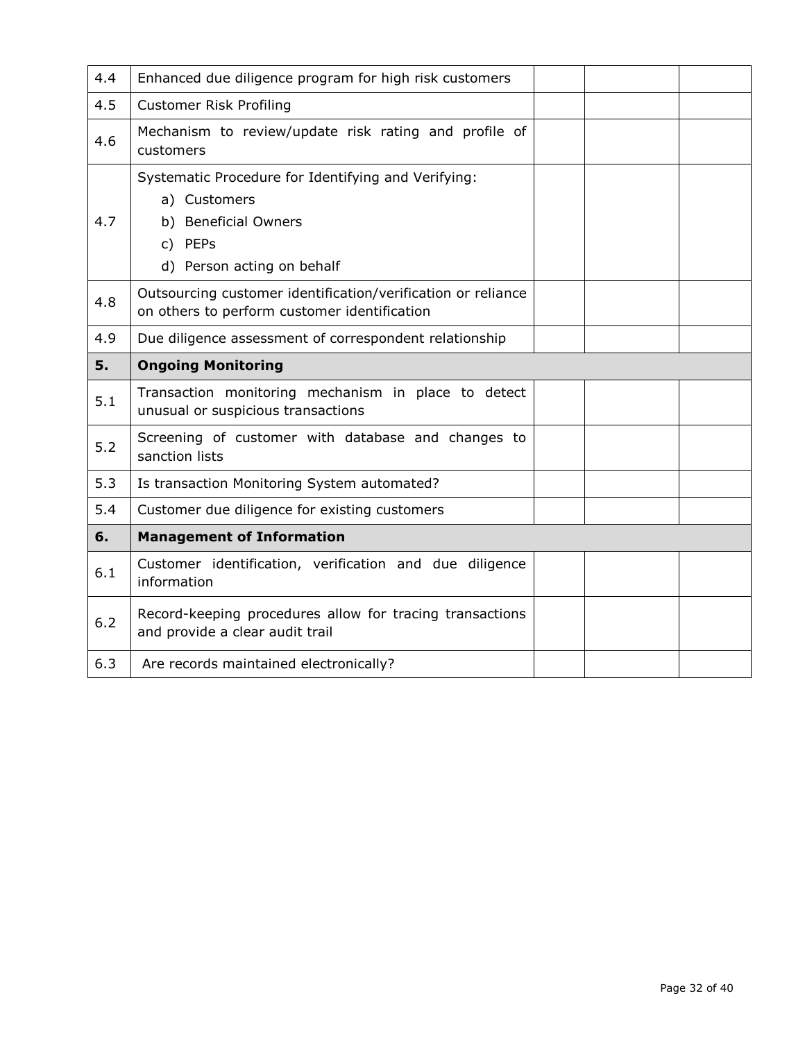| | | | | |
|---|---|---|---|---|
| 4.4 | Enhanced due diligence program for high risk customers | | | |
| 4.5 | Customer Risk Profiling | | | |
| 4.6 | Mechanism to review/update risk rating and profile of customers | | | |
| 4.7 | Systematic Procedure for Identifying and Verifying:<br>a) Customers<br>b) Beneficial Owners<br>c) PEPs<br>d) Person acting on behalf | | | |
| 4.8 | Outsourcing customer identification/verification or reliance on others to perform customer identification | | | |
| 4.9 | Due diligence assessment of correspondent relationship | | | |
| **5.** | **Ongoing Monitoring** | | | |
| 5.1 | Transaction monitoring mechanism in place to detect unusual or suspicious transactions | | | |
| 5.2 | Screening of customer with database and changes to sanction lists | | | |
| 5.3 | Is transaction Monitoring System automated? | | | |
| 5.4 | Customer due diligence for existing customers | | | |
| **6.** | **Management of Information** | | | |
| 6.1 | Customer identification, verification and due diligence information | | | |
| 6.2 | Record-keeping procedures allow for tracing transactions and provide a clear audit trail | | | |
| 6.3 | Are records maintained electronically? | | | |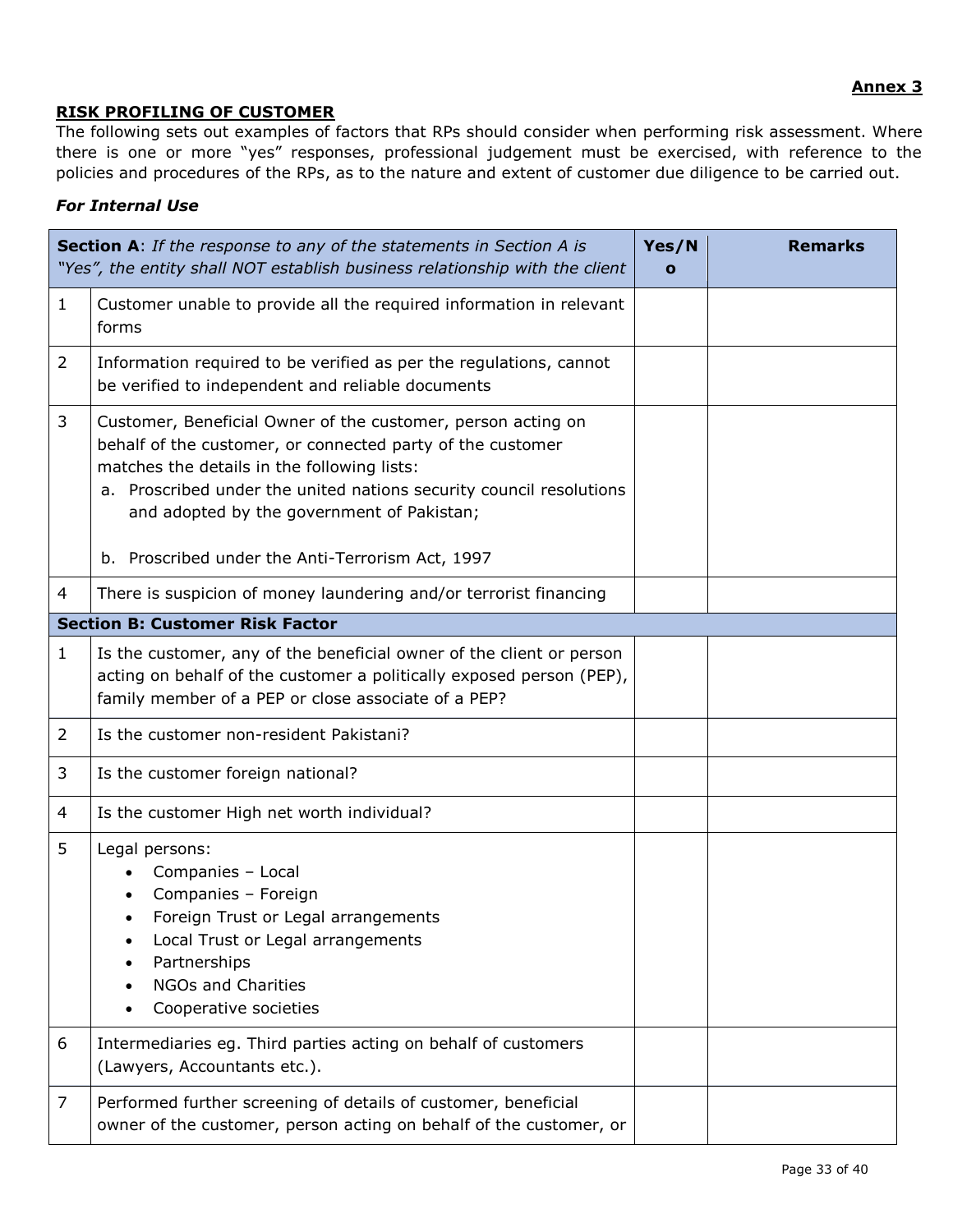**Annex 3**

## RISK PROFILING OF CUSTOMER

The following sets out examples of factors that RPs should consider when performing risk assessment. Where there is one or more "yes" responses, professional judgement must be exercised, with reference to the policies and procedures of the RPs, as to the nature and extent of customer due diligence to be carried out.

***For Internal Use***

| | **Section A**: *If the response to any of the statements in Section A is "Yes", the entity shall NOT establish business relationship with the client* | **Yes/No** | **Remarks** |
|---|---|---|---|
| 1 | Customer unable to provide all the required information in relevant forms | | |
| 2 | Information required to be verified as per the regulations, cannot be verified to independent and reliable documents | | |
| 3 | Customer, Beneficial Owner of the customer, person acting on behalf of the customer, or connected party of the customer matches the details in the following lists:<br>a. Proscribed under the united nations security council resolutions and adopted by the government of Pakistan;<br>b. Proscribed under the Anti-Terrorism Act, 1997 | | |
| 4 | There is suspicion of money laundering and/or terrorist financing | | |
| | **Section B: Customer Risk Factor** | | |
| 1 | Is the customer, any of the beneficial owner of the client or person acting on behalf of the customer a politically exposed person (PEP), family member of a PEP or close associate of a PEP? | | |
| 2 | Is the customer non-resident Pakistani? | | |
| 3 | Is the customer foreign national? | | |
| 4 | Is the customer High net worth individual? | | |
| 5 | Legal persons:<br>• Companies – Local<br>• Companies – Foreign<br>• Foreign Trust or Legal arrangements<br>• Local Trust or Legal arrangements<br>• Partnerships<br>• NGOs and Charities<br>• Cooperative societies | | |
| 6 | Intermediaries eg. Third parties acting on behalf of customers (Lawyers, Accountants etc.). | | |
| 7 | Performed further screening of details of customer, beneficial owner of the customer, person acting on behalf of the customer, or | | |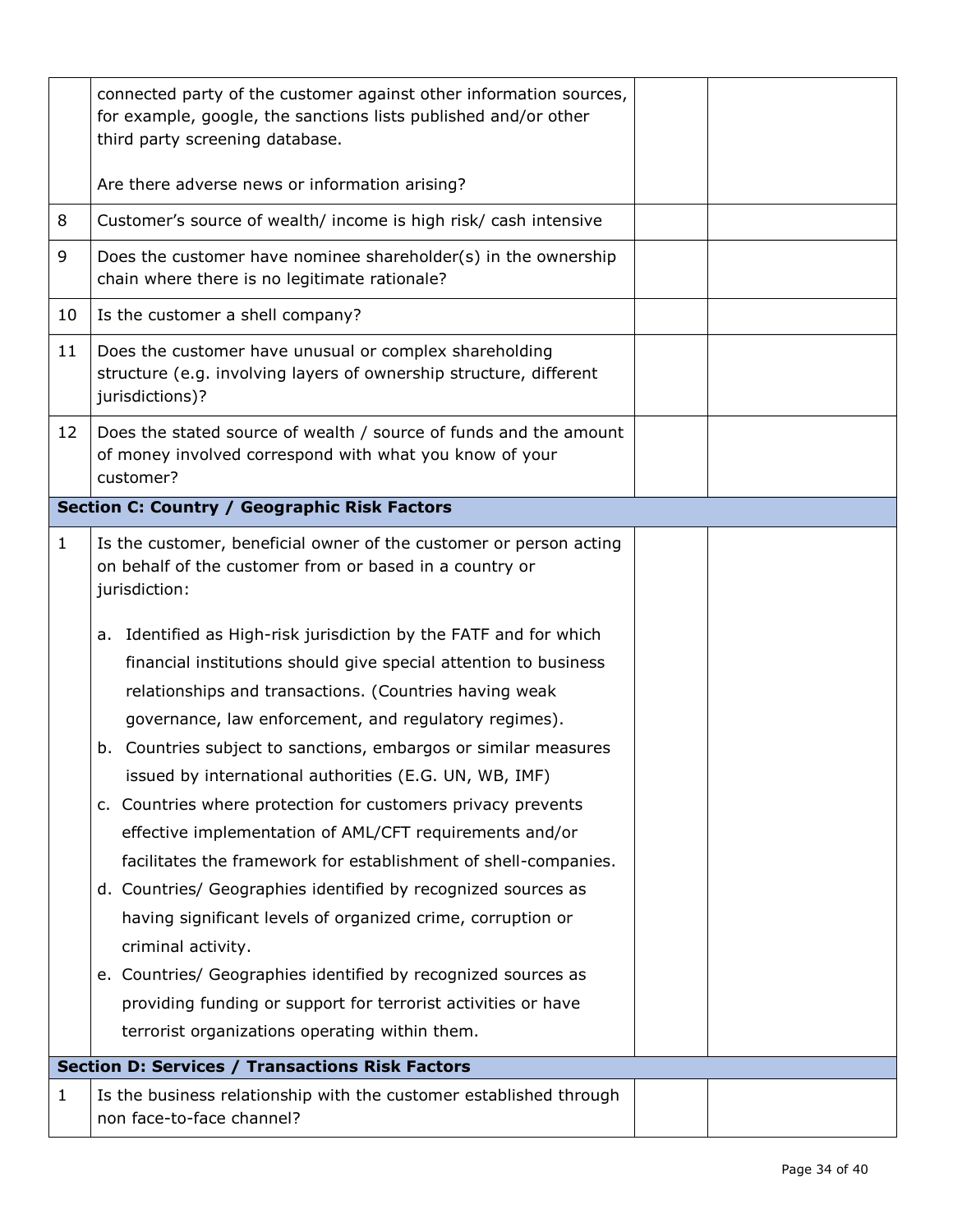| | | | |
|---|---|---|---|
| | connected party of the customer against other information sources, for example, google, the sanctions lists published and/or other third party screening database.<br><br>Are there adverse news or information arising? | | |
| 8 | Customer's source of wealth/ income is high risk/ cash intensive | | |
| 9 | Does the customer have nominee shareholder(s) in the ownership chain where there is no legitimate rationale? | | |
| 10 | Is the customer a shell company? | | |
| 11 | Does the customer have unusual or complex shareholding structure (e.g. involving layers of ownership structure, different jurisdictions)? | | |
| 12 | Does the stated source of wealth / source of funds and the amount of money involved correspond with what you know of your customer? | | |
| **Section C: Country / Geographic Risk Factors** | | | |
| 1 | Is the customer, beneficial owner of the customer or person acting on behalf of the customer from or based in a country or jurisdiction:<br><br>a. Identified as High-risk jurisdiction by the FATF and for which financial institutions should give special attention to business relationships and transactions. (Countries having weak governance, law enforcement, and regulatory regimes).<br>b. Countries subject to sanctions, embargos or similar measures issued by international authorities (E.G. UN, WB, IMF)<br>c. Countries where protection for customers privacy prevents effective implementation of AML/CFT requirements and/or facilitates the framework for establishment of shell-companies.<br>d. Countries/ Geographies identified by recognized sources as having significant levels of organized crime, corruption or criminal activity.<br>e. Countries/ Geographies identified by recognized sources as providing funding or support for terrorist activities or have terrorist organizations operating within them. | | |
| **Section D: Services / Transactions Risk Factors** | | | |
| 1 | Is the business relationship with the customer established through non face-to-face channel? | | |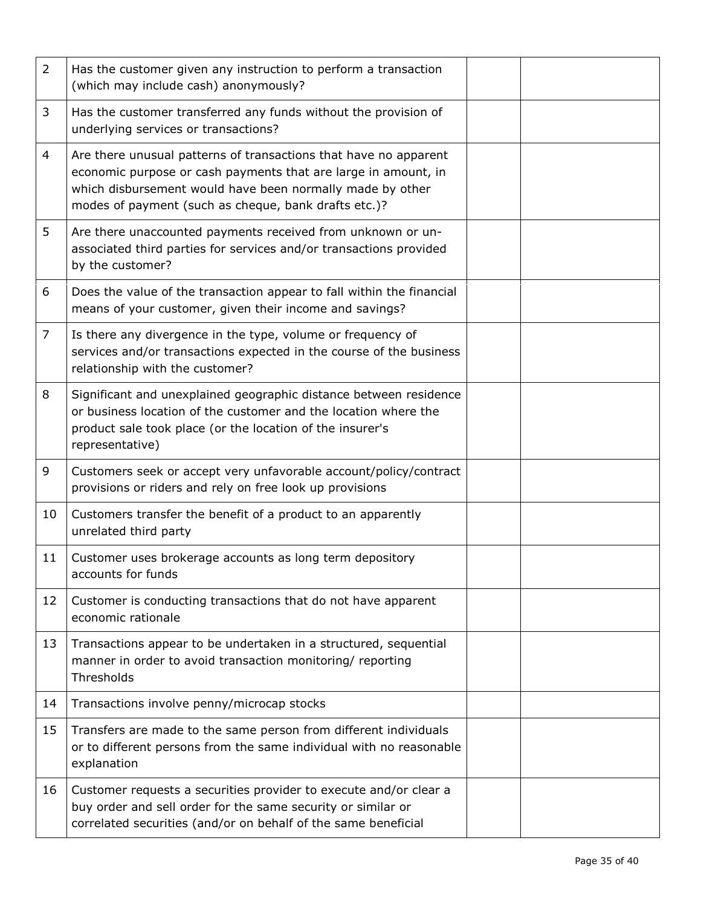| | | | |
|---|---|---|---|
| 2 | Has the customer given any instruction to perform a transaction (which may include cash) anonymously? | | |
| 3 | Has the customer transferred any funds without the provision of underlying services or transactions? | | |
| 4 | Are there unusual patterns of transactions that have no apparent economic purpose or cash payments that are large in amount, in which disbursement would have been normally made by other modes of payment (such as cheque, bank drafts etc.)? | | |
| 5 | Are there unaccounted payments received from unknown or un-associated third parties for services and/or transactions provided by the customer? | | |
| 6 | Does the value of the transaction appear to fall within the financial means of your customer, given their income and savings? | | |
| 7 | Is there any divergence in the type, volume or frequency of services and/or transactions expected in the course of the business relationship with the customer? | | |
| 8 | Significant and unexplained geographic distance between residence or business location of the customer and the location where the product sale took place (or the location of the insurer's representative) | | |
| 9 | Customers seek or accept very unfavorable account/policy/contract provisions or riders and rely on free look up provisions | | |
| 10 | Customers transfer the benefit of a product to an apparently unrelated third party | | |
| 11 | Customer uses brokerage accounts as long term depository accounts for funds | | |
| 12 | Customer is conducting transactions that do not have apparent economic rationale | | |
| 13 | Transactions appear to be undertaken in a structured, sequential manner in order to avoid transaction monitoring/ reporting Thresholds | | |
| 14 | Transactions involve penny/microcap stocks | | |
| 15 | Transfers are made to the same person from different individuals or to different persons from the same individual with no reasonable explanation | | |
| 16 | Customer requests a securities provider to execute and/or clear a buy order and sell order for the same security or similar or correlated securities (and/or on behalf of the same beneficial | | |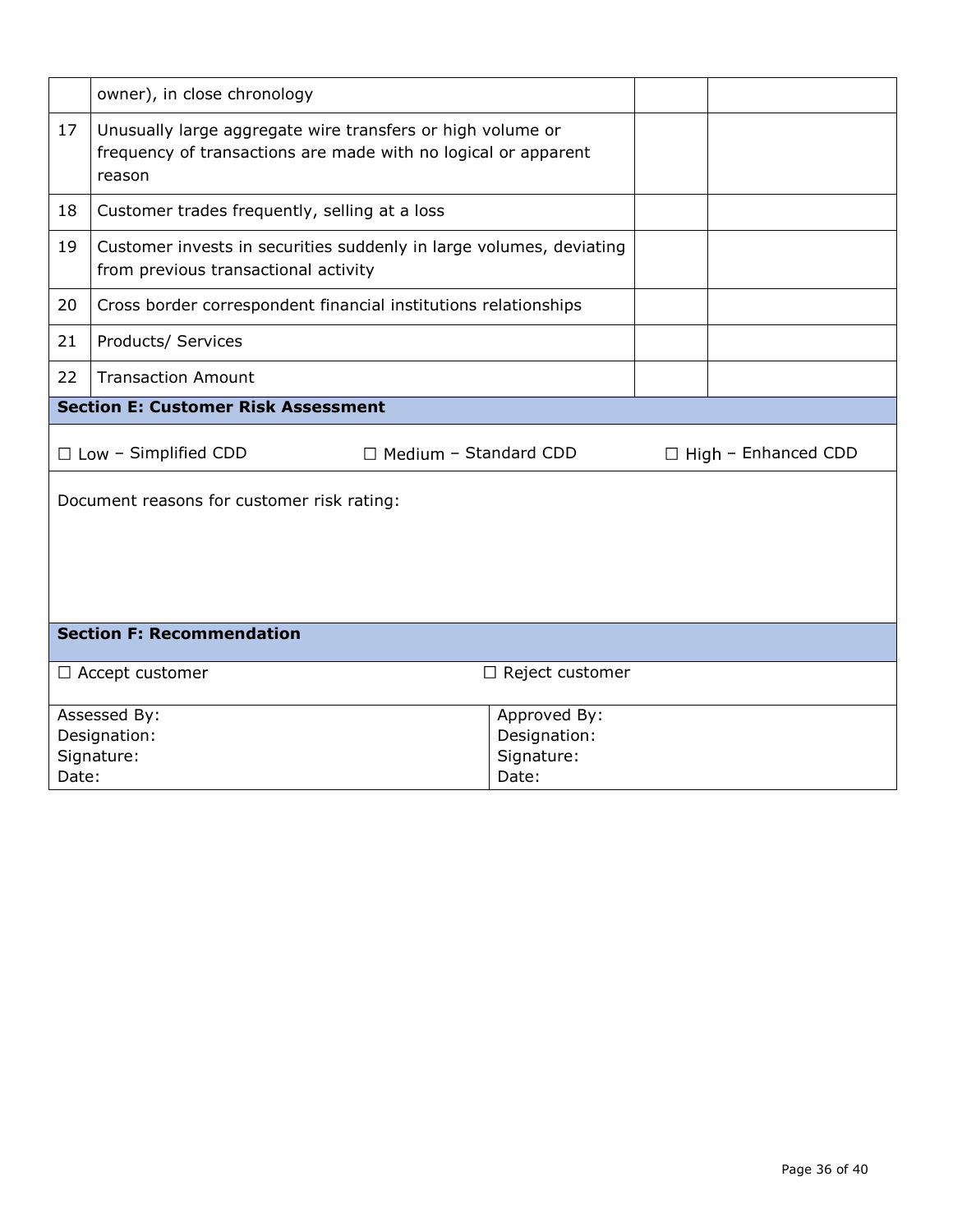|  |  |  |  |
|---|---|---|---|
|  | owner), in close chronology |  |  |
| 17 | Unusually large aggregate wire transfers or high volume or frequency of transactions are made with no logical or apparent reason |  |  |
| 18 | Customer trades frequently, selling at a loss |  |  |
| 19 | Customer invests in securities suddenly in large volumes, deviating from previous transactional activity |  |  |
| 20 | Cross border correspondent financial institutions relationships |  |  |
| 21 | Products/ Services |  |  |
| 22 | Transaction Amount |  |  |

**Section E: Customer Risk Assessment**

☐ Low – Simplified CDD ☐ Medium – Standard CDD ☐ High – Enhanced CDD

Document reasons for customer risk rating:

**Section F: Recommendation**

☐ Accept customer ☐ Reject customer

| Assessed By:<br>Designation:<br>Signature:<br>Date: | Approved By:<br>Designation:<br>Signature:<br>Date: |
|---|---|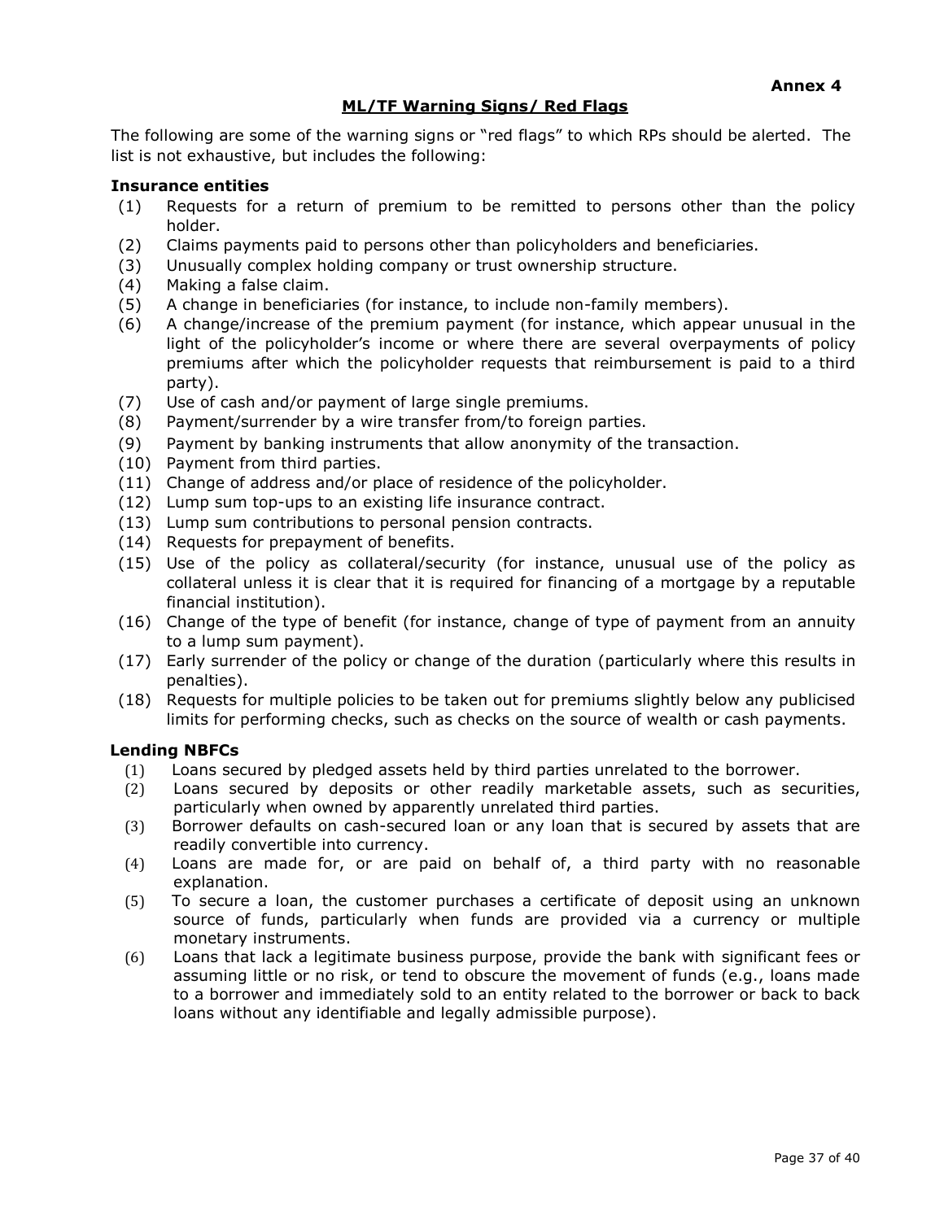**Annex 4**

## ML/TF Warning Signs/ Red Flags

The following are some of the warning signs or "red flags" to which RPs should be alerted. The list is not exhaustive, but includes the following:

### Insurance entities

(1) Requests for a return of premium to be remitted to persons other than the policy holder.
(2) Claims payments paid to persons other than policyholders and beneficiaries.
(3) Unusually complex holding company or trust ownership structure.
(4) Making a false claim.
(5) A change in beneficiaries (for instance, to include non-family members).
(6) A change/increase of the premium payment (for instance, which appear unusual in the light of the policyholder's income or where there are several overpayments of policy premiums after which the policyholder requests that reimbursement is paid to a third party).
(7) Use of cash and/or payment of large single premiums.
(8) Payment/surrender by a wire transfer from/to foreign parties.
(9) Payment by banking instruments that allow anonymity of the transaction.
(10) Payment from third parties.
(11) Change of address and/or place of residence of the policyholder.
(12) Lump sum top-ups to an existing life insurance contract.
(13) Lump sum contributions to personal pension contracts.
(14) Requests for prepayment of benefits.
(15) Use of the policy as collateral/security (for instance, unusual use of the policy as collateral unless it is clear that it is required for financing of a mortgage by a reputable financial institution).
(16) Change of the type of benefit (for instance, change of type of payment from an annuity to a lump sum payment).
(17) Early surrender of the policy or change of the duration (particularly where this results in penalties).
(18) Requests for multiple policies to be taken out for premiums slightly below any publicised limits for performing checks, such as checks on the source of wealth or cash payments.

### Lending NBFCs

(1) Loans secured by pledged assets held by third parties unrelated to the borrower.
(2) Loans secured by deposits or other readily marketable assets, such as securities, particularly when owned by apparently unrelated third parties.
(3) Borrower defaults on cash-secured loan or any loan that is secured by assets that are readily convertible into currency.
(4) Loans are made for, or are paid on behalf of, a third party with no reasonable explanation.
(5) To secure a loan, the customer purchases a certificate of deposit using an unknown source of funds, particularly when funds are provided via a currency or multiple monetary instruments.
(6) Loans that lack a legitimate business purpose, provide the bank with significant fees or assuming little or no risk, or tend to obscure the movement of funds (e.g., loans made to a borrower and immediately sold to an entity related to the borrower or back to back loans without any identifiable and legally admissible purpose).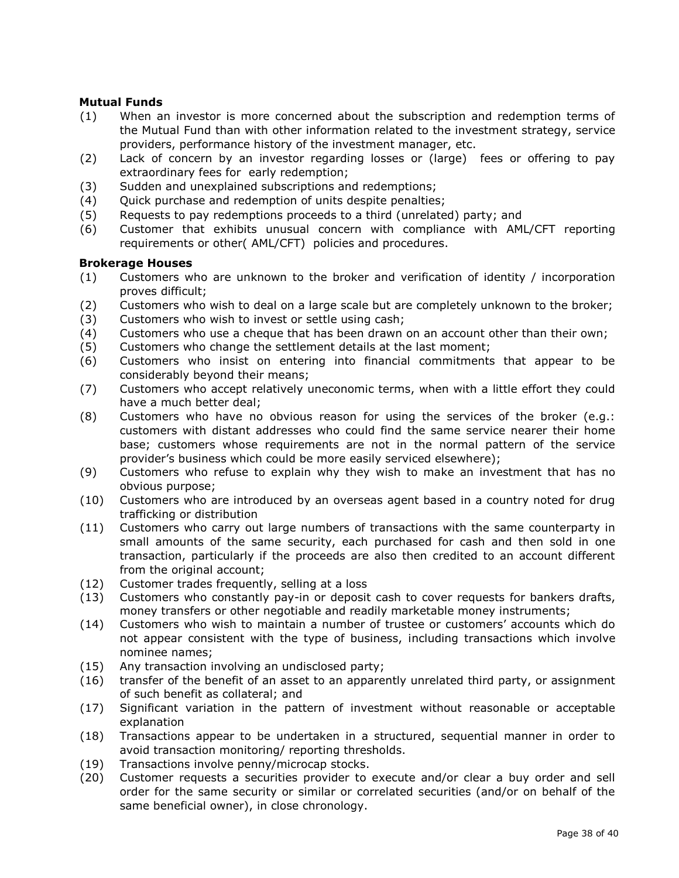**Mutual Funds**

(1) When an investor is more concerned about the subscription and redemption terms of the Mutual Fund than with other information related to the investment strategy, service providers, performance history of the investment manager, etc.
(2) Lack of concern by an investor regarding losses or (large) fees or offering to pay extraordinary fees for early redemption;
(3) Sudden and unexplained subscriptions and redemptions;
(4) Quick purchase and redemption of units despite penalties;
(5) Requests to pay redemptions proceeds to a third (unrelated) party; and
(6) Customer that exhibits unusual concern with compliance with AML/CFT reporting requirements or other( AML/CFT) policies and procedures.

**Brokerage Houses**

(1) Customers who are unknown to the broker and verification of identity / incorporation proves difficult;
(2) Customers who wish to deal on a large scale but are completely unknown to the broker;
(3) Customers who wish to invest or settle using cash;
(4) Customers who use a cheque that has been drawn on an account other than their own;
(5) Customers who change the settlement details at the last moment;
(6) Customers who insist on entering into financial commitments that appear to be considerably beyond their means;
(7) Customers who accept relatively uneconomic terms, when with a little effort they could have a much better deal;
(8) Customers who have no obvious reason for using the services of the broker (e.g.: customers with distant addresses who could find the same service nearer their home base; customers whose requirements are not in the normal pattern of the service provider's business which could be more easily serviced elsewhere);
(9) Customers who refuse to explain why they wish to make an investment that has no obvious purpose;
(10) Customers who are introduced by an overseas agent based in a country noted for drug trafficking or distribution
(11) Customers who carry out large numbers of transactions with the same counterparty in small amounts of the same security, each purchased for cash and then sold in one transaction, particularly if the proceeds are also then credited to an account different from the original account;
(12) Customer trades frequently, selling at a loss
(13) Customers who constantly pay-in or deposit cash to cover requests for bankers drafts, money transfers or other negotiable and readily marketable money instruments;
(14) Customers who wish to maintain a number of trustee or customers' accounts which do not appear consistent with the type of business, including transactions which involve nominee names;
(15) Any transaction involving an undisclosed party;
(16) transfer of the benefit of an asset to an apparently unrelated third party, or assignment of such benefit as collateral; and
(17) Significant variation in the pattern of investment without reasonable or acceptable explanation
(18) Transactions appear to be undertaken in a structured, sequential manner in order to avoid transaction monitoring/ reporting thresholds.
(19) Transactions involve penny/microcap stocks.
(20) Customer requests a securities provider to execute and/or clear a buy order and sell order for the same security or similar or correlated securities (and/or on behalf of the same beneficial owner), in close chronology.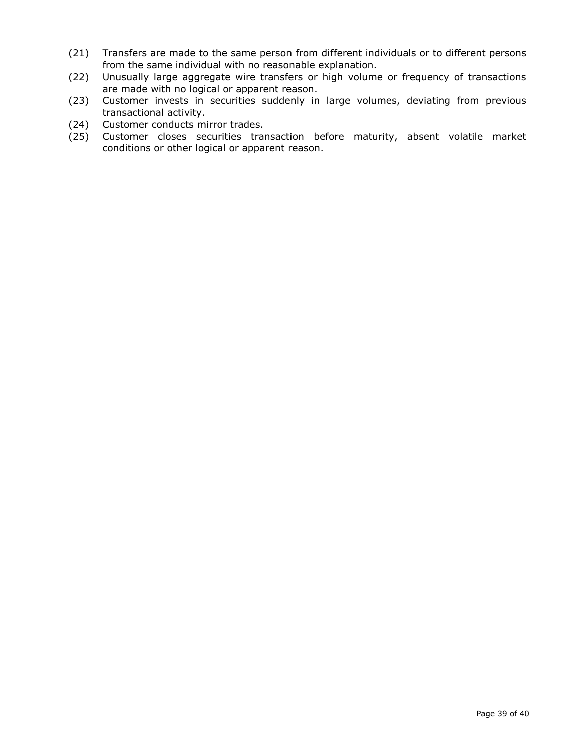(21) Transfers are made to the same person from different individuals or to different persons from the same individual with no reasonable explanation.

(22) Unusually large aggregate wire transfers or high volume or frequency of transactions are made with no logical or apparent reason.

(23) Customer invests in securities suddenly in large volumes, deviating from previous transactional activity.

(24) Customer conducts mirror trades.

(25) Customer closes securities transaction before maturity, absent volatile market conditions or other logical or apparent reason.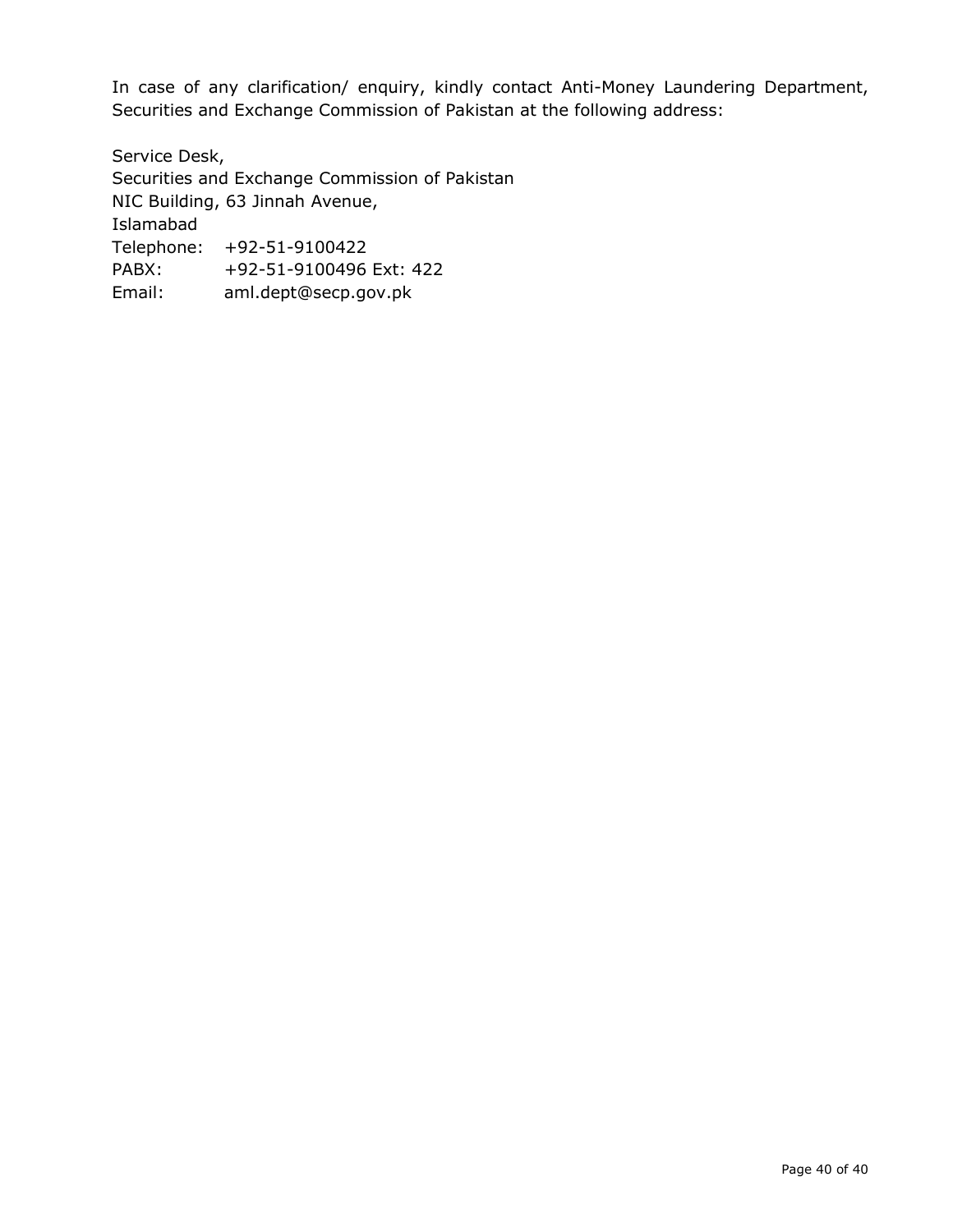In case of any clarification/ enquiry, kindly contact Anti-Money Laundering Department, Securities and Exchange Commission of Pakistan at the following address:

Service Desk,
Securities and Exchange Commission of Pakistan
NIC Building, 63 Jinnah Avenue,
Islamabad
Telephone: +92-51-9100422
PABX: +92-51-9100496 Ext: 422
Email: aml.dept@secp.gov.pk